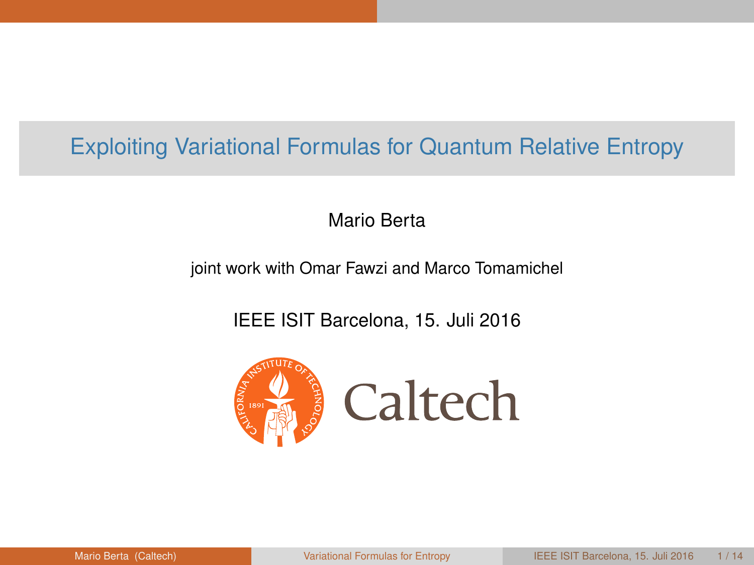# Exploiting Variational Formulas for Quantum Relative Entropy

Mario Berta

joint work with Omar Fawzi and Marco Tomamichel

IEEE ISIT Barcelona, 15. Juli 2016

Caltech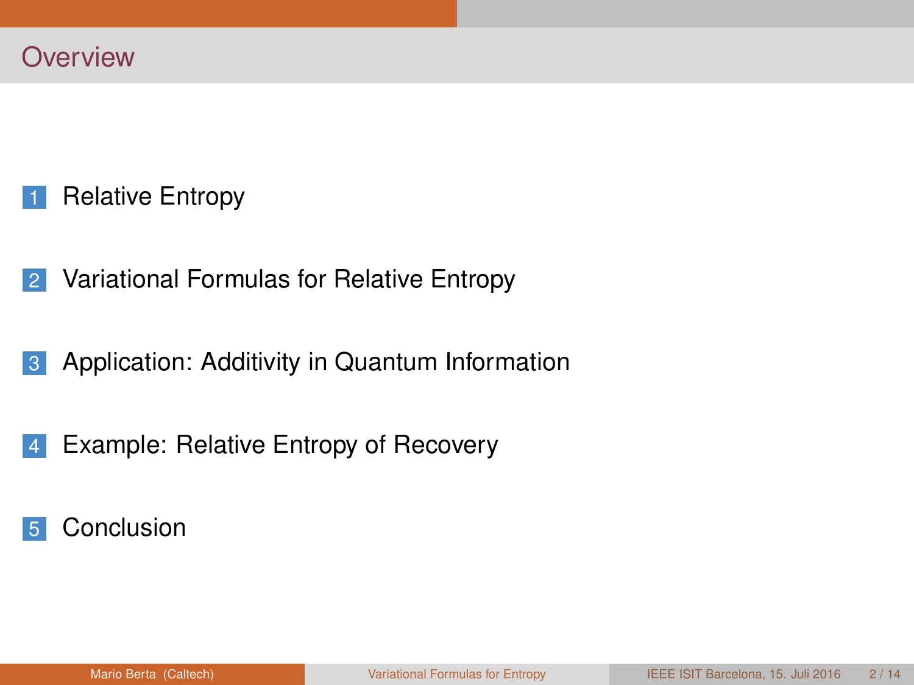# Overview

1. Relative Entropy
2. Variational Formulas for Relative Entropy
3. Application: Additivity in Quantum Information
4. Example: Relative Entropy of Recovery
5. Conclusion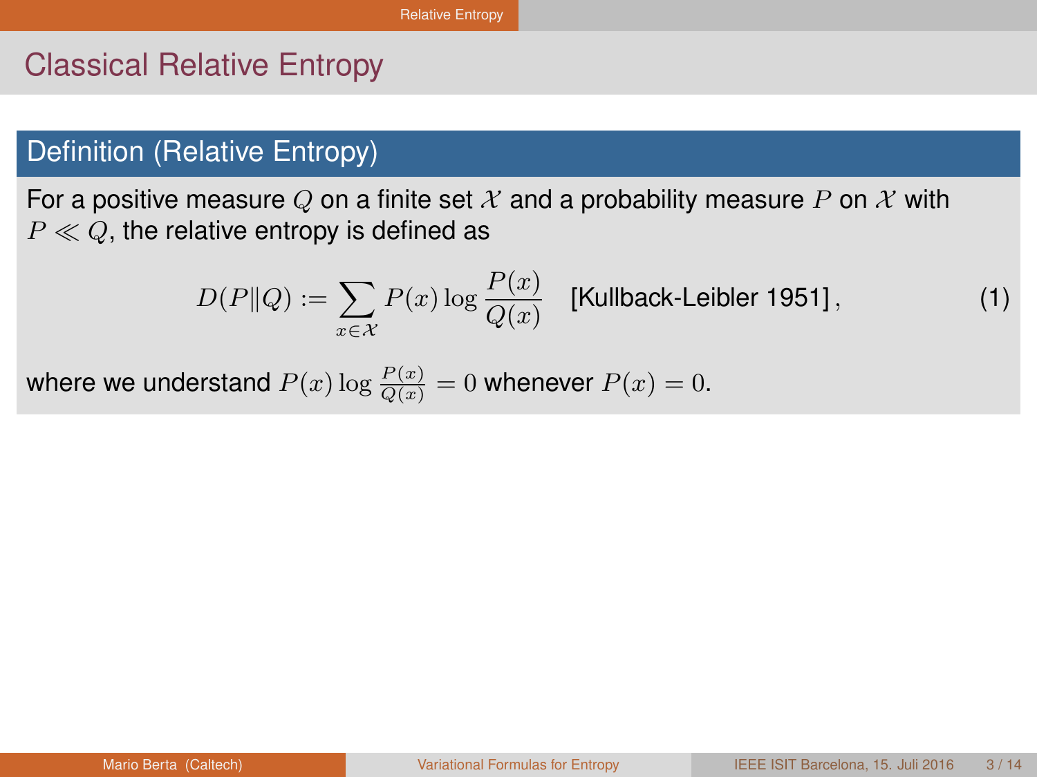# Classical Relative Entropy

## Definition (Relative Entropy)

For a positive measure $Q$ on a finite set $\mathcal{X}$ and a probability measure $P$ on $\mathcal{X}$ with $P \ll Q$, the relative entropy is defined as

$$D(P\|Q) := \sum_{x \in \mathcal{X}} P(x) \log \frac{P(x)}{Q(x)} \quad \text{[Kullback-Leibler 1951]}\,, \tag{1}$$

where we understand $P(x) \log \frac{P(x)}{Q(x)} = 0$ whenever $P(x) = 0$.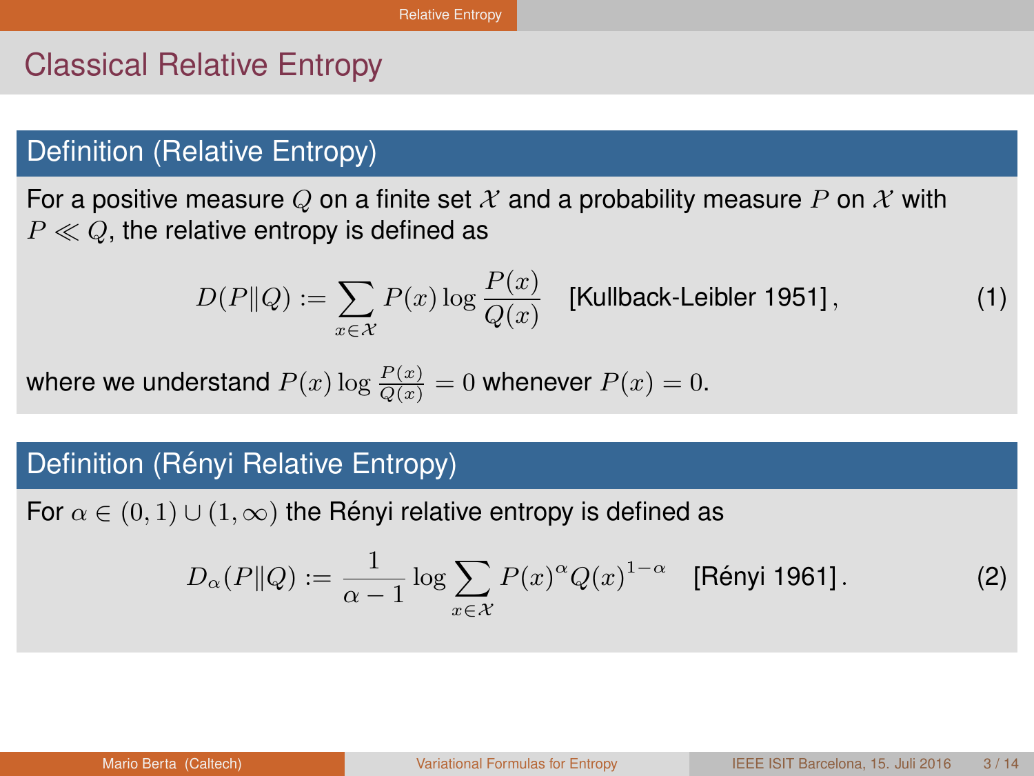# Classical Relative Entropy

### Definition (Relative Entropy)

For a positive measure $Q$ on a finite set $\mathcal{X}$ and a probability measure $P$ on $\mathcal{X}$ with $P \ll Q$, the relative entropy is defined as

$$D(P\|Q) := \sum_{x \in \mathcal{X}} P(x) \log \frac{P(x)}{Q(x)} \quad \text{[Kullback-Leibler 1951]}\,, \tag{1}$$

where we understand $P(x) \log \frac{P(x)}{Q(x)} = 0$ whenever $P(x) = 0$.

### Definition (Rényi Relative Entropy)

For $\alpha \in (0,1) \cup (1,\infty)$ the Rényi relative entropy is defined as

$$D_\alpha(P\|Q) := \frac{1}{\alpha - 1} \log \sum_{x \in \mathcal{X}} P(x)^\alpha Q(x)^{1-\alpha} \quad \text{[Rényi 1961]}\,. \tag{2}$$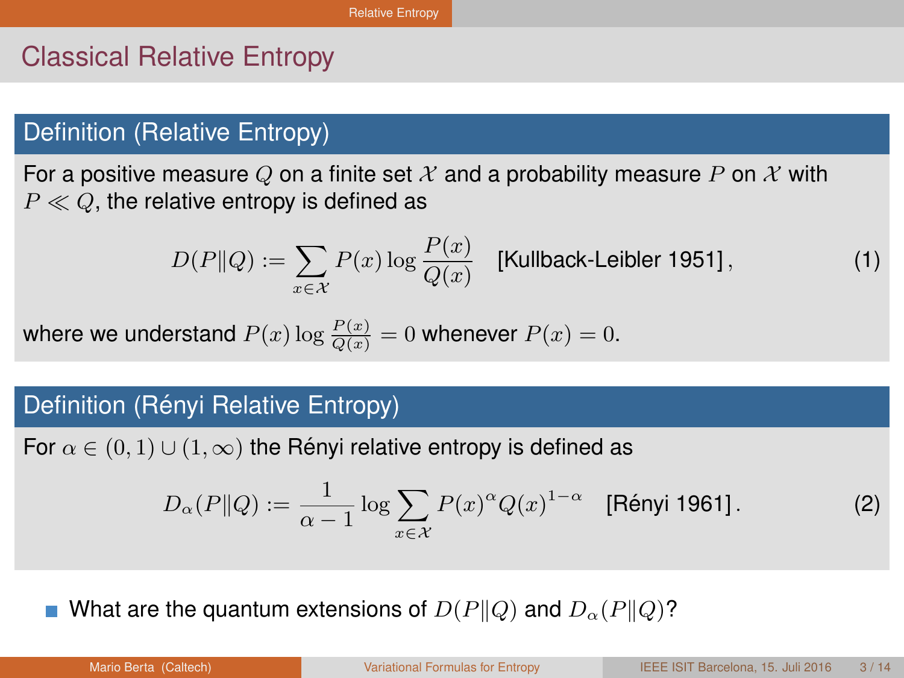# Classical Relative Entropy

## Definition (Relative Entropy)

For a positive measure $Q$ on a finite set $\mathcal{X}$ and a probability measure $P$ on $\mathcal{X}$ with $P \ll Q$, the relative entropy is defined as

$$D(P\|Q) := \sum_{x \in \mathcal{X}} P(x) \log \frac{P(x)}{Q(x)} \quad \text{[Kullback-Leibler 1951]}, \tag{1}$$

where we understand $P(x) \log \frac{P(x)}{Q(x)} = 0$ whenever $P(x) = 0$.

## Definition (Rényi Relative Entropy)

For $\alpha \in (0,1) \cup (1,\infty)$ the Rényi relative entropy is defined as

$$D_\alpha(P\|Q) := \frac{1}{\alpha - 1} \log \sum_{x \in \mathcal{X}} P(x)^\alpha Q(x)^{1-\alpha} \quad \text{[Rényi 1961]}. \tag{2}$$

- What are the quantum extensions of $D(P\|Q)$ and $D_\alpha(P\|Q)$?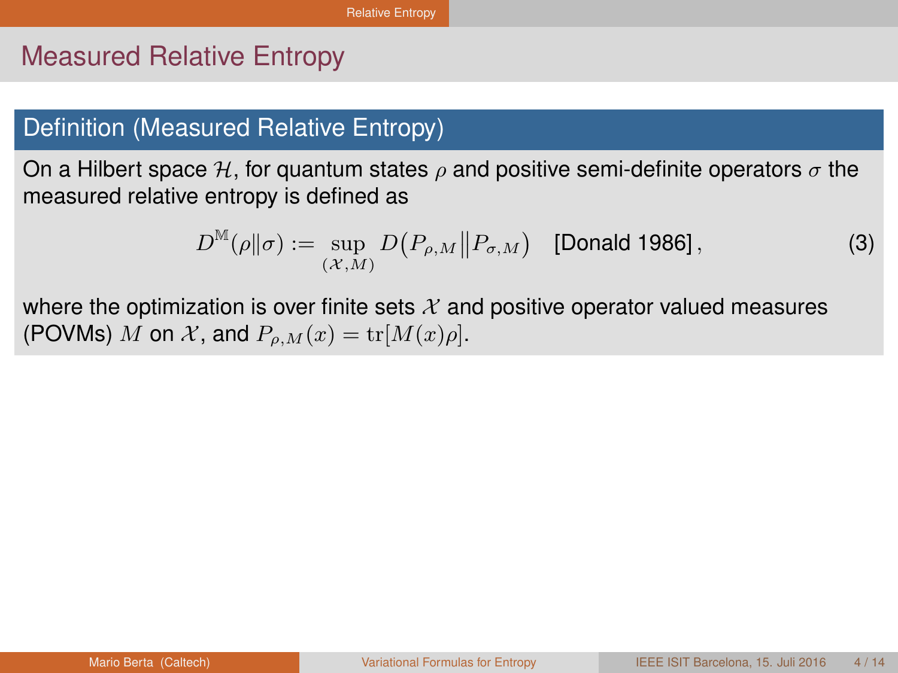## Measured Relative Entropy

### Definition (Measured Relative Entropy)

On a Hilbert space $\mathcal{H}$, for quantum states $\rho$ and positive semi-definite operators $\sigma$ the measured relative entropy is defined as

$$D^{\mathbb{M}}(\rho\|\sigma) := \sup_{(\mathcal{X},M)} D\big(P_{\rho,M}\big\|P_{\sigma,M}\big) \quad \text{[Donald 1986]}\,, \tag{3}$$

where the optimization is over finite sets $\mathcal{X}$ and positive operator valued measures (POVMs) $M$ on $\mathcal{X}$, and $P_{\rho,M}(x) = \mathrm{tr}[M(x)\rho]$.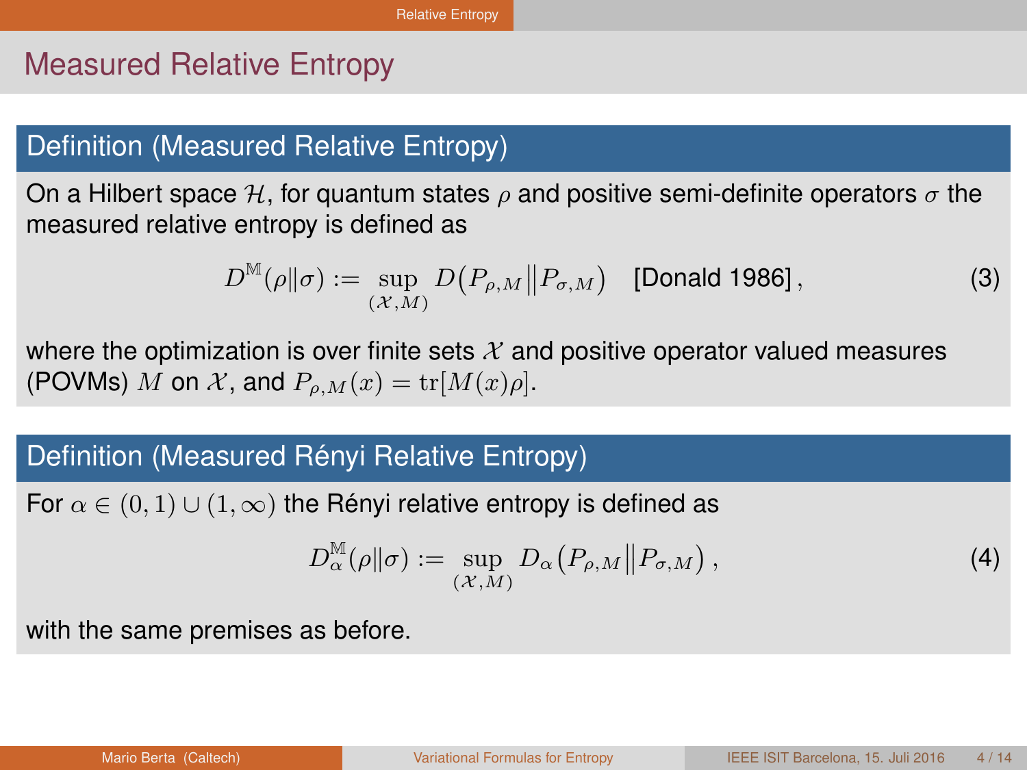# Measured Relative Entropy

## Definition (Measured Relative Entropy)

On a Hilbert space $\mathcal{H}$, for quantum states $\rho$ and positive semi-definite operators $\sigma$ the measured relative entropy is defined as

$$D^{\mathbb{M}}(\rho\|\sigma) := \sup_{(\mathcal{X},M)} D\big(P_{\rho,M}\big\|P_{\sigma,M}\big) \quad \text{[Donald 1986]}\,, \tag{3}$$

where the optimization is over finite sets $\mathcal{X}$ and positive operator valued measures (POVMs) $M$ on $\mathcal{X}$, and $P_{\rho,M}(x) = \mathrm{tr}[M(x)\rho]$.

## Definition (Measured Rényi Relative Entropy)

For $\alpha \in (0,1) \cup (1,\infty)$ the Rényi relative entropy is defined as

$$D^{\mathbb{M}}_{\alpha}(\rho\|\sigma) := \sup_{(\mathcal{X},M)} D_{\alpha}\big(P_{\rho,M}\big\|P_{\sigma,M}\big)\,, \tag{4}$$

with the same premises as before.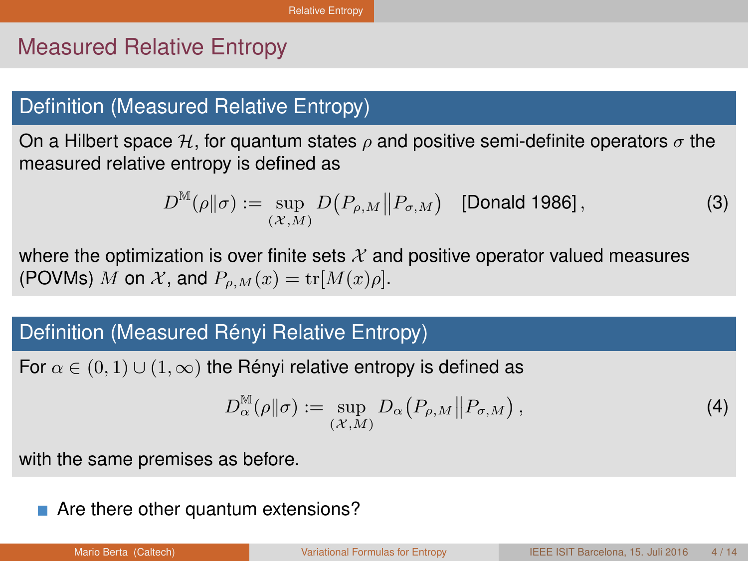# Measured Relative Entropy

### Definition (Measured Relative Entropy)

On a Hilbert space $\mathcal{H}$, for quantum states $\rho$ and positive semi-definite operators $\sigma$ the measured relative entropy is defined as

$$D^{\mathbb{M}}(\rho\|\sigma) := \sup_{(\mathcal{X},M)} D\big(P_{\rho,M}\big\|P_{\sigma,M}\big) \quad \text{[Donald 1986]}\,, \tag{3}$$

where the optimization is over finite sets $\mathcal{X}$ and positive operator valued measures (POVMs) $M$ on $\mathcal{X}$, and $P_{\rho,M}(x) = \mathrm{tr}[M(x)\rho]$.

### Definition (Measured Rényi Relative Entropy)

For $\alpha \in (0,1) \cup (1,\infty)$ the Rényi relative entropy is defined as

$$D^{\mathbb{M}}_{\alpha}(\rho\|\sigma) := \sup_{(\mathcal{X},M)} D_{\alpha}\big(P_{\rho,M}\big\|P_{\sigma,M}\big)\,, \tag{4}$$

with the same premises as before.

- Are there other quantum extensions?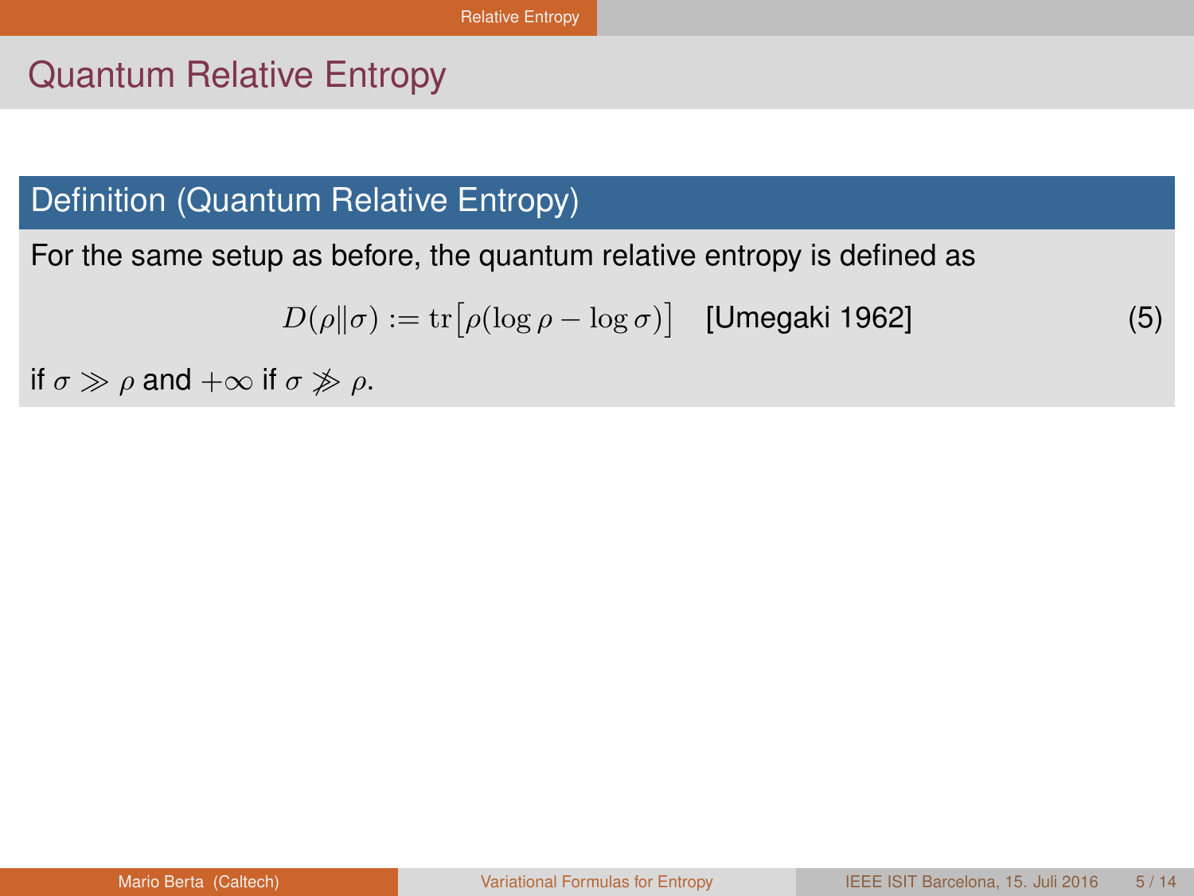## Quantum Relative Entropy

**Definition (Quantum Relative Entropy)**

For the same setup as before, the quantum relative entropy is defined as

$$D(\rho\|\sigma) := \mathrm{tr}\big[\rho(\log\rho - \log\sigma)\big] \quad \text{[Umegaki 1962]} \tag{5}$$

if $\sigma \gg \rho$ and $+\infty$ if $\sigma \not\gg \rho$.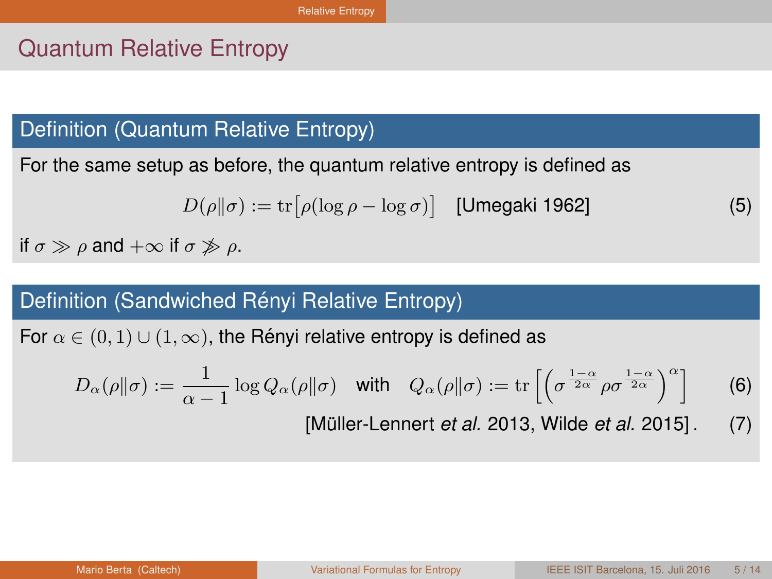# Quantum Relative Entropy

### Definition (Quantum Relative Entropy)

For the same setup as before, the quantum relative entropy is defined as

$$D(\rho\|\sigma) := \mathrm{tr}\big[\rho(\log\rho - \log\sigma)\big] \quad \text{[Umegaki 1962]} \tag{5}$$

if $\sigma \gg \rho$ and $+\infty$ if $\sigma \not\gg \rho$.

### Definition (Sandwiched Rényi Relative Entropy)

For $\alpha \in (0,1) \cup (1,\infty)$, the Rényi relative entropy is defined as

$$D_\alpha(\rho\|\sigma) := \frac{1}{\alpha-1}\log Q_\alpha(\rho\|\sigma) \quad \text{with} \quad Q_\alpha(\rho\|\sigma) := \mathrm{tr}\left[\left(\sigma^{\frac{1-\alpha}{2\alpha}}\rho\sigma^{\frac{1-\alpha}{2\alpha}}\right)^\alpha\right] \tag{6}$$

[Müller-Lennert *et al.* 2013, Wilde *et al.* 2015]. (7)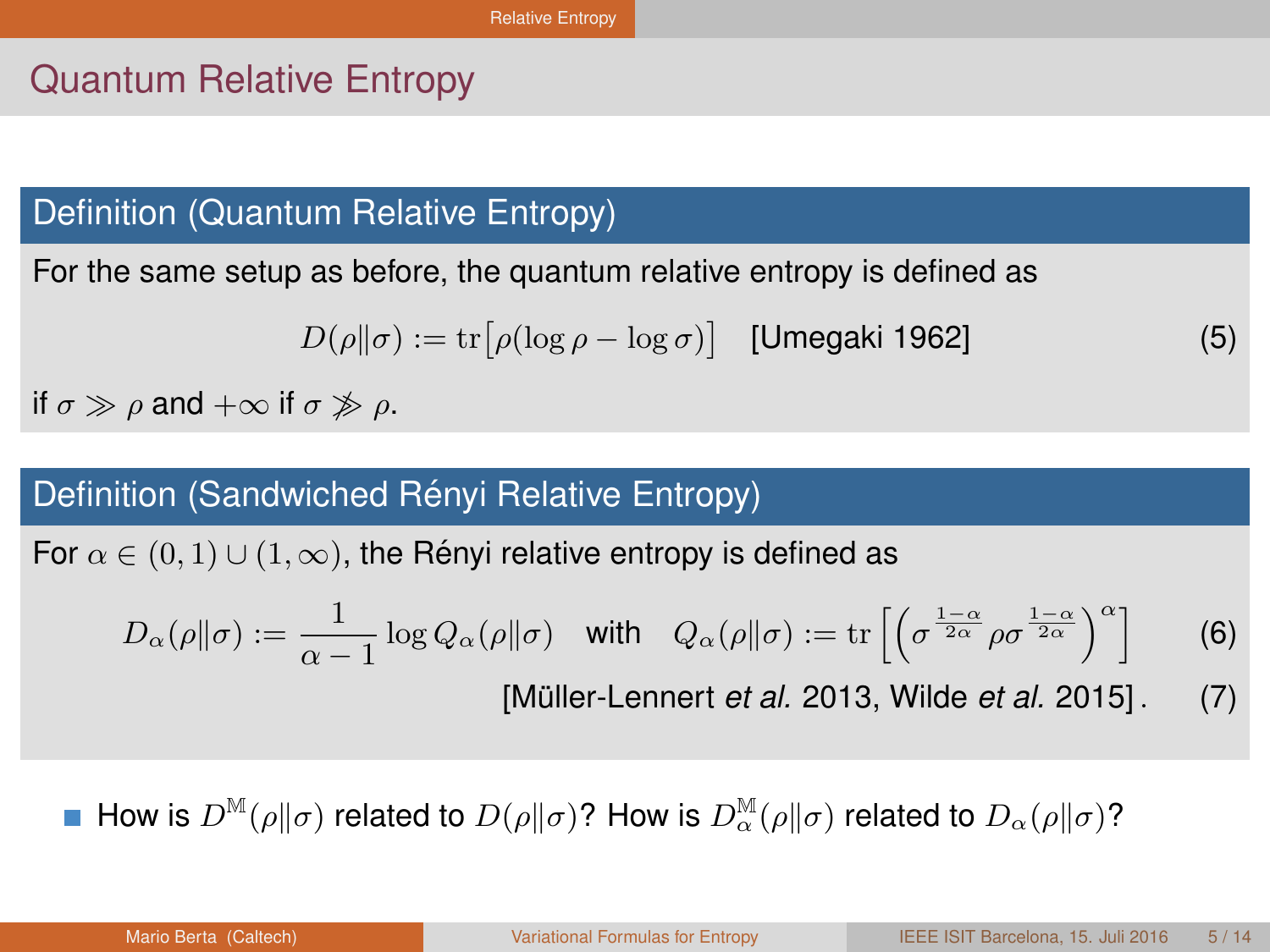# Quantum Relative Entropy

**Definition (Quantum Relative Entropy)**

For the same setup as before, the quantum relative entropy is defined as

$$D(\rho\|\sigma) := \operatorname{tr}\big[\rho(\log\rho - \log\sigma)\big] \quad \text{[Umegaki 1962]} \tag{5}$$

if $\sigma \gg \rho$ and $+\infty$ if $\sigma \not\gg \rho$.

**Definition (Sandwiched Rényi Relative Entropy)**

For $\alpha \in (0,1) \cup (1,\infty)$, the Rényi relative entropy is defined as

$$D_\alpha(\rho\|\sigma) := \frac{1}{\alpha - 1}\log Q_\alpha(\rho\|\sigma) \quad \text{with} \quad Q_\alpha(\rho\|\sigma) := \operatorname{tr}\left[\left(\sigma^{\frac{1-\alpha}{2\alpha}}\rho\sigma^{\frac{1-\alpha}{2\alpha}}\right)^{\alpha}\right] \tag{6}$$

[Müller-Lennert *et al.* 2013, Wilde *et al.* 2015] . (7)

- How is $D^{\mathbb{M}}(\rho\|\sigma)$ related to $D(\rho\|\sigma)$? How is $D_\alpha^{\mathbb{M}}(\rho\|\sigma)$ related to $D_\alpha(\rho\|\sigma)$?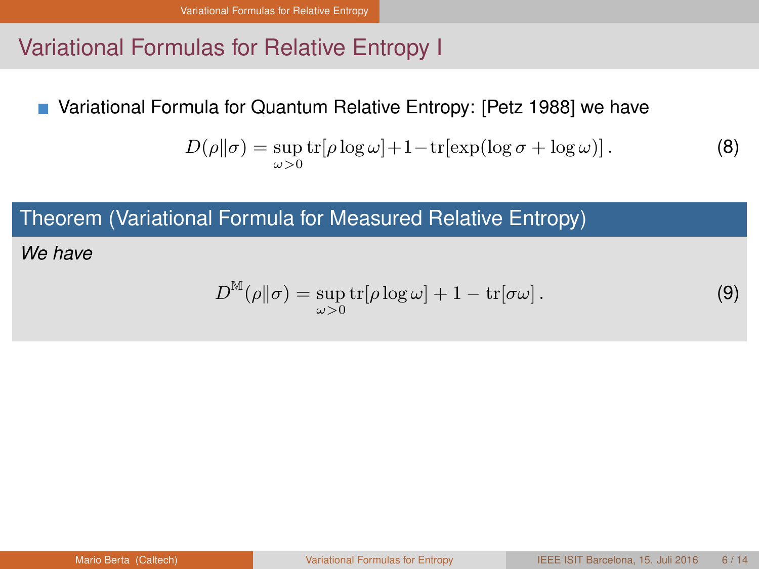# Variational Formulas for Relative Entropy I

- Variational Formula for Quantum Relative Entropy: [Petz 1988] we have

$$D(\rho\|\sigma) = \sup_{\omega>0} \operatorname{tr}[\rho \log \omega] + 1 - \operatorname{tr}[\exp(\log \sigma + \log \omega)]\,. \tag{8}$$

**Theorem (Variational Formula for Measured Relative Entropy)**

*We have*

$$D^{\mathbb{M}}(\rho\|\sigma) = \sup_{\omega>0} \operatorname{tr}[\rho \log \omega] + 1 - \operatorname{tr}[\sigma\omega]\,. \tag{9}$$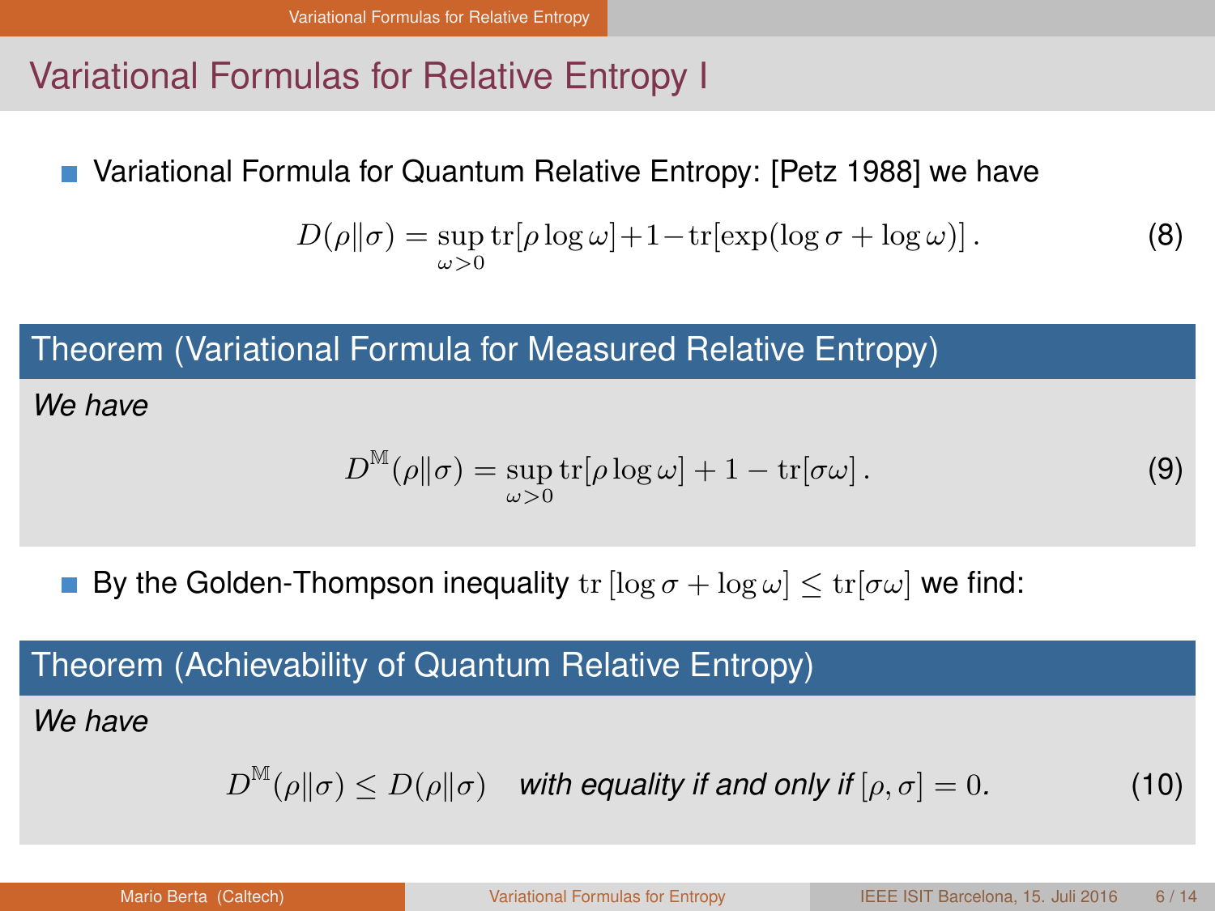## Variational Formulas for Relative Entropy I

- Variational Formula for Quantum Relative Entropy: [Petz 1988] we have

$$D(\rho\|\sigma) = \sup_{\omega>0} \operatorname{tr}[\rho \log \omega] + 1 - \operatorname{tr}[\exp(\log \sigma + \log \omega)] \,. \tag{8}$$

### Theorem (Variational Formula for Measured Relative Entropy)

*We have*

$$D^{\mathbb{M}}(\rho\|\sigma) = \sup_{\omega>0} \operatorname{tr}[\rho \log \omega] + 1 - \operatorname{tr}[\sigma\omega] \,. \tag{9}$$

- By the Golden-Thompson inequality $\operatorname{tr}[\log \sigma + \log \omega] \leq \operatorname{tr}[\sigma\omega]$ we find:

### Theorem (Achievability of Quantum Relative Entropy)

*We have*

$$D^{\mathbb{M}}(\rho\|\sigma) \leq D(\rho\|\sigma) \quad \textit{with equality if and only if } [\rho, \sigma] = 0. \tag{10}$$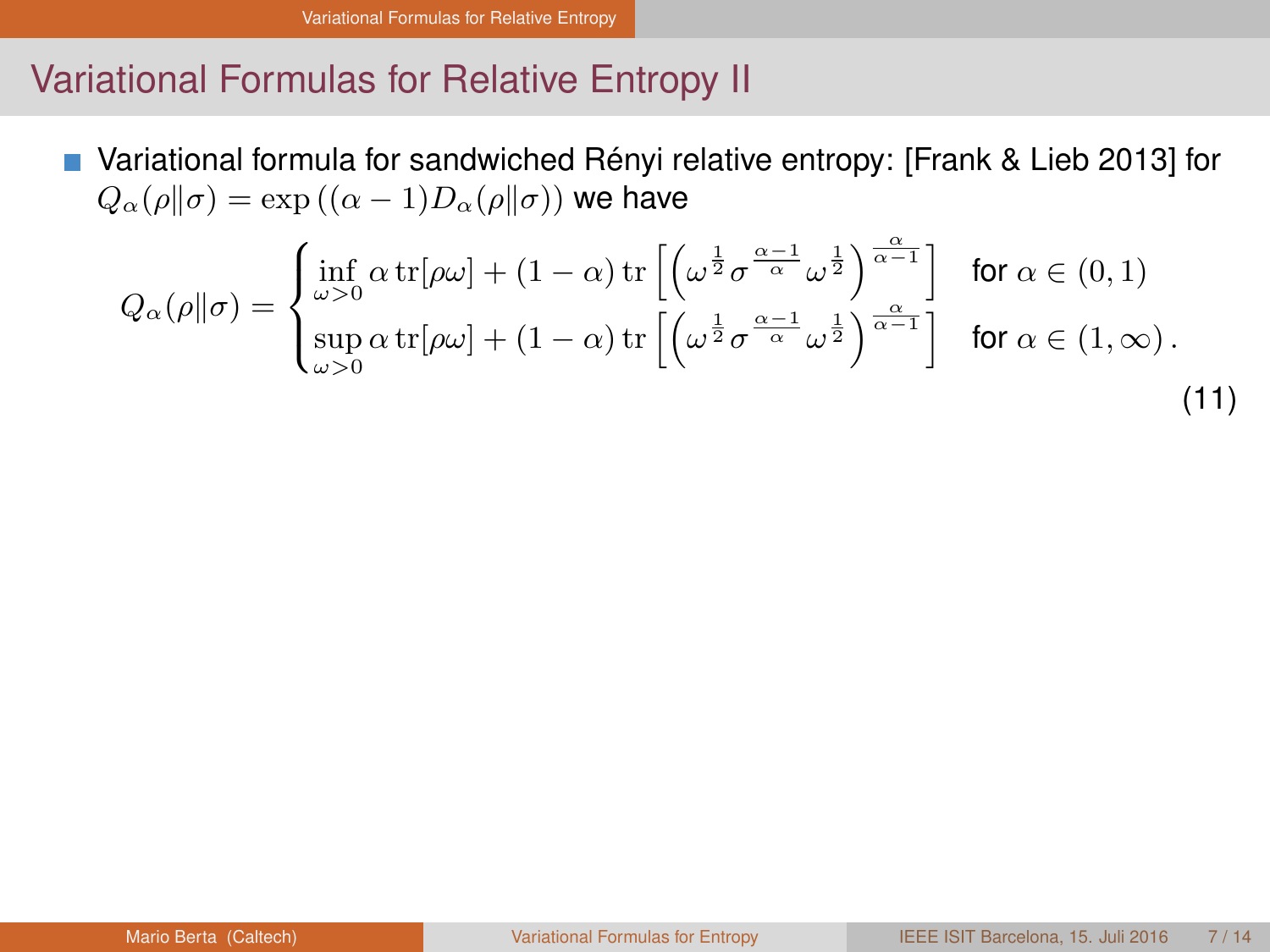## Variational Formulas for Relative Entropy II

- Variational formula for sandwiched Rényi relative entropy: [Frank & Lieb 2013] for $Q_\alpha(\rho\|\sigma) = \exp\left((\alpha-1)D_\alpha(\rho\|\sigma)\right)$ we have

$$Q_\alpha(\rho\|\sigma) = \begin{cases} \inf\limits_{\omega>0} \alpha\,\mathrm{tr}[\rho\omega] + (1-\alpha)\,\mathrm{tr}\left[\left(\omega^{\frac{1}{2}}\sigma^{\frac{\alpha-1}{\alpha}}\omega^{\frac{1}{2}}\right)^{\frac{\alpha}{\alpha-1}}\right] & \text{for } \alpha \in (0,1) \\ \sup\limits_{\omega>0} \alpha\,\mathrm{tr}[\rho\omega] + (1-\alpha)\,\mathrm{tr}\left[\left(\omega^{\frac{1}{2}}\sigma^{\frac{\alpha-1}{\alpha}}\omega^{\frac{1}{2}}\right)^{\frac{\alpha}{\alpha-1}}\right] & \text{for } \alpha \in (1,\infty)\,. \end{cases} \tag{11}$$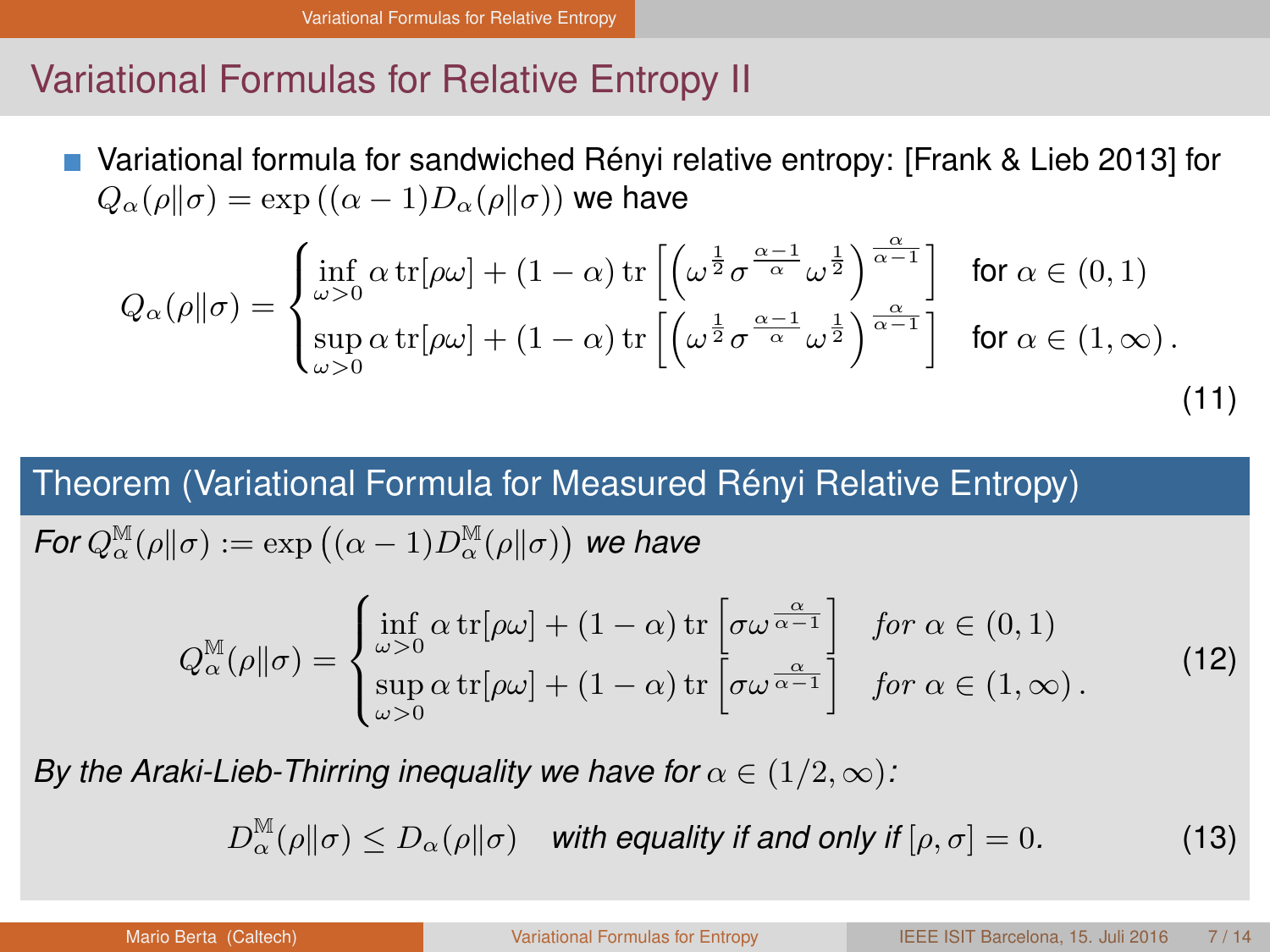# Variational Formulas for Relative Entropy II

- Variational formula for sandwiched Rényi relative entropy: [Frank & Lieb 2013] for $Q_\alpha(\rho\|\sigma) = \exp\left((\alpha-1)D_\alpha(\rho\|\sigma)\right)$ we have

$$Q_\alpha(\rho\|\sigma) = \begin{cases} \inf\limits_{\omega>0} \alpha \operatorname{tr}[\rho\omega] + (1-\alpha)\operatorname{tr}\left[\left(\omega^{\frac{1}{2}}\sigma^{\frac{\alpha-1}{\alpha}}\omega^{\frac{1}{2}}\right)^{\frac{\alpha}{\alpha-1}}\right] & \text{for } \alpha \in (0,1) \\ \sup\limits_{\omega>0} \alpha \operatorname{tr}[\rho\omega] + (1-\alpha)\operatorname{tr}\left[\left(\omega^{\frac{1}{2}}\sigma^{\frac{\alpha-1}{\alpha}}\omega^{\frac{1}{2}}\right)^{\frac{\alpha}{\alpha-1}}\right] & \text{for } \alpha \in (1,\infty)\,. \end{cases} \tag{11}$$

## Theorem (Variational Formula for Measured Rényi Relative Entropy)

*For* $Q_\alpha^{\mathbb{M}}(\rho\|\sigma) := \exp\left((\alpha-1)D_\alpha^{\mathbb{M}}(\rho\|\sigma)\right)$ *we have*

$$Q_\alpha^{\mathbb{M}}(\rho\|\sigma) = \begin{cases} \inf\limits_{\omega>0} \alpha \operatorname{tr}[\rho\omega] + (1-\alpha)\operatorname{tr}\left[\sigma\omega^{\frac{\alpha}{\alpha-1}}\right] & \text{for } \alpha \in (0,1) \\ \sup\limits_{\omega>0} \alpha \operatorname{tr}[\rho\omega] + (1-\alpha)\operatorname{tr}\left[\sigma\omega^{\frac{\alpha}{\alpha-1}}\right] & \text{for } \alpha \in (1,\infty)\,. \end{cases} \tag{12}$$

*By the Araki-Lieb-Thirring inequality we have for* $\alpha \in (1/2,\infty)$*:*

$$D_\alpha^{\mathbb{M}}(\rho\|\sigma) \leq D_\alpha(\rho\|\sigma) \quad \textit{with equality if and only if } [\rho,\sigma]=0. \tag{13}$$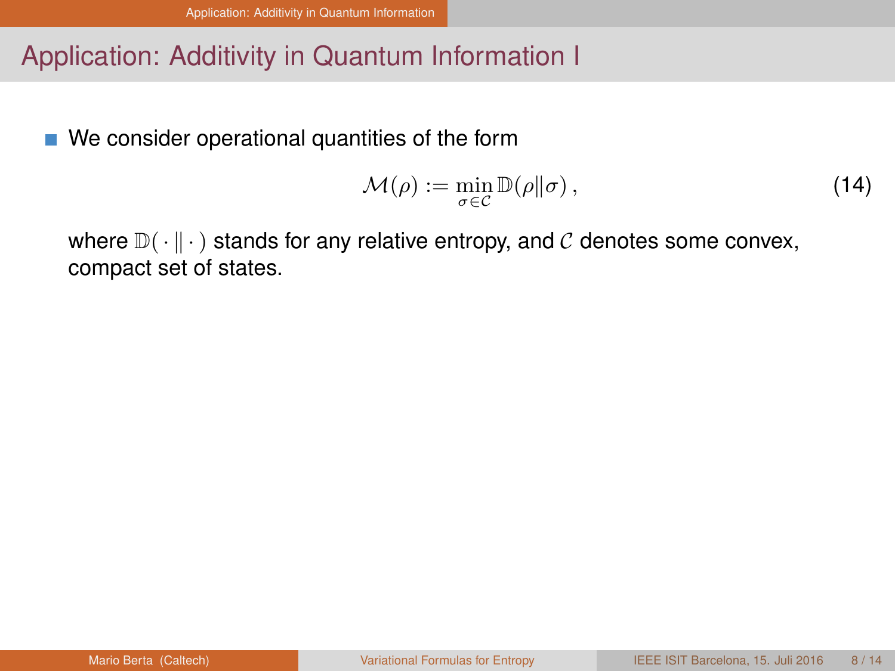# Application: Additivity in Quantum Information I

- We consider operational quantities of the form

$$\mathcal{M}(\rho) := \min_{\sigma \in \mathcal{C}} \mathbb{D}(\rho \| \sigma) \,, \tag{14}$$

where $\mathbb{D}(\,\cdot\,\|\,\cdot\,)$ stands for any relative entropy, and $\mathcal{C}$ denotes some convex, compact set of states.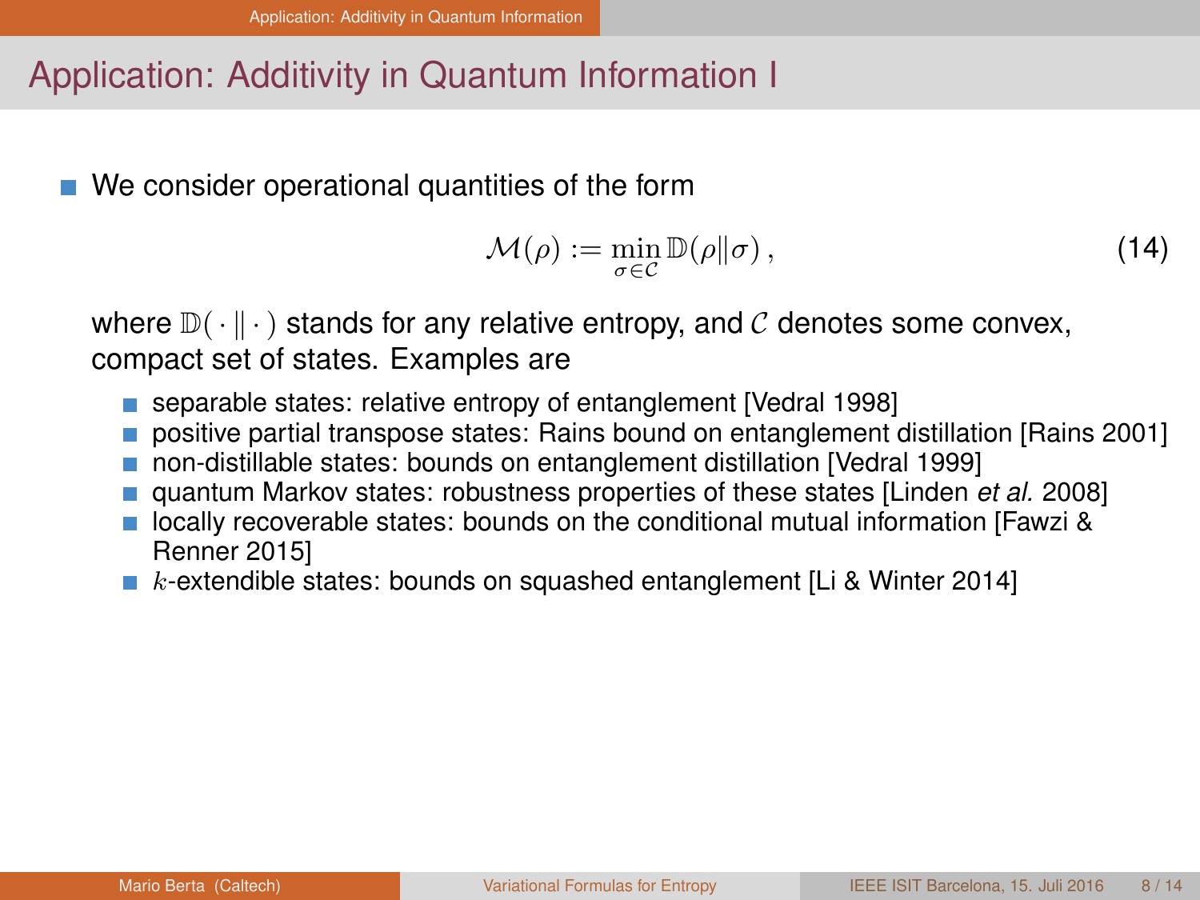# Application: Additivity in Quantum Information I

- We consider operational quantities of the form

$$\mathcal{M}(\rho) := \min_{\sigma \in \mathcal{C}} \mathbb{D}(\rho \| \sigma)\,, \tag{14}$$

where $\mathbb{D}(\,\cdot\,\|\,\cdot\,)$ stands for any relative entropy, and $\mathcal{C}$ denotes some convex, compact set of states. Examples are

  - separable states: relative entropy of entanglement [Vedral 1998]
  - positive partial transpose states: Rains bound on entanglement distillation [Rains 2001]
  - non-distillable states: bounds on entanglement distillation [Vedral 1999]
  - quantum Markov states: robustness properties of these states [Linden *et al.* 2008]
  - locally recoverable states: bounds on the conditional mutual information [Fawzi & Renner 2015]
  - $k$-extendible states: bounds on squashed entanglement [Li & Winter 2014]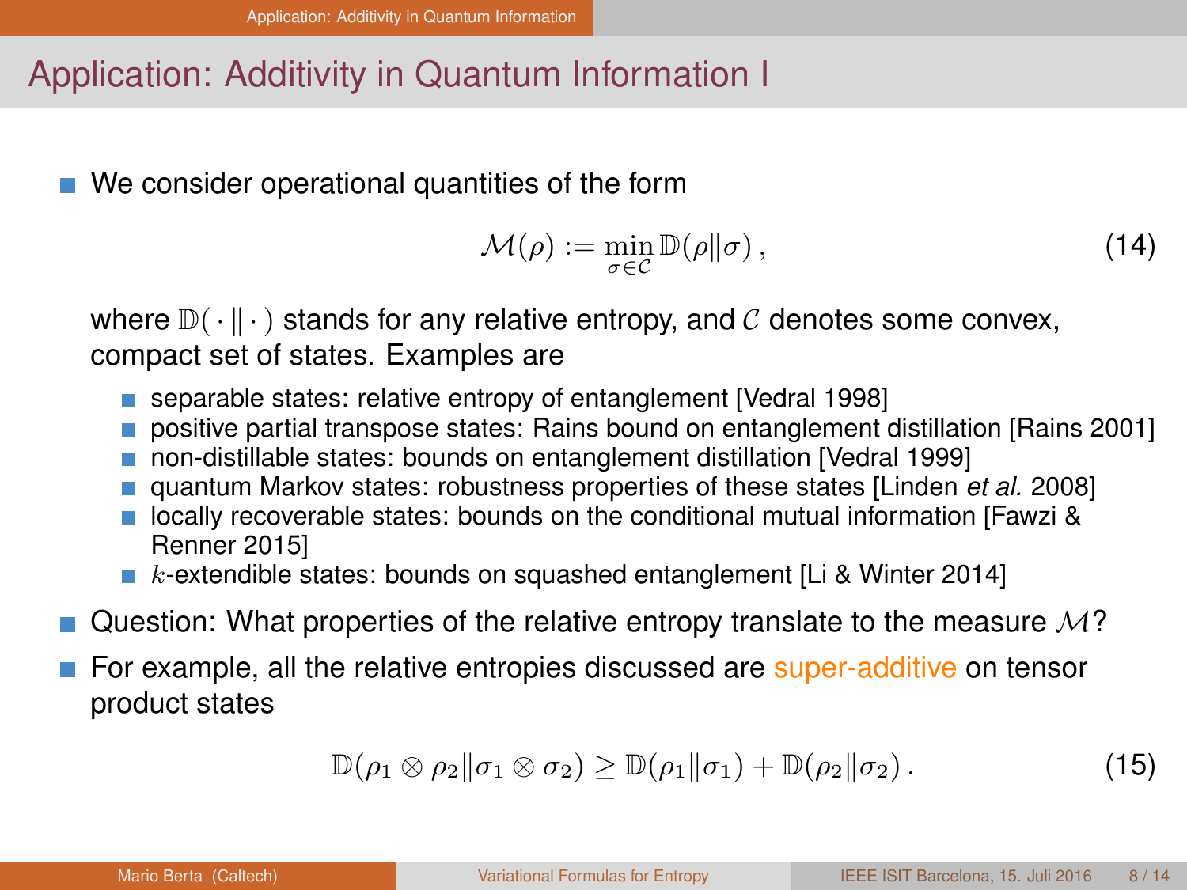## Application: Additivity in Quantum Information I

- We consider operational quantities of the form

$$\mathcal{M}(\rho) := \min_{\sigma \in \mathcal{C}} \mathbb{D}(\rho \| \sigma)\,, \tag{14}$$

  where $\mathbb{D}(\,\cdot\,\|\,\cdot\,)$ stands for any relative entropy, and $\mathcal{C}$ denotes some convex, compact set of states. Examples are

  - separable states: relative entropy of entanglement [Vedral 1998]
  - positive partial transpose states: Rains bound on entanglement distillation [Rains 2001]
  - non-distillable states: bounds on entanglement distillation [Vedral 1999]
  - quantum Markov states: robustness properties of these states [Linden *et al.* 2008]
  - locally recoverable states: bounds on the conditional mutual information [Fawzi & Renner 2015]
  - $k$-extendible states: bounds on squashed entanglement [Li & Winter 2014]

- Question: What properties of the relative entropy translate to the measure $\mathcal{M}$?
- For example, all the relative entropies discussed are super-additive on tensor product states

$$\mathbb{D}(\rho_1 \otimes \rho_2 \| \sigma_1 \otimes \sigma_2) \geq \mathbb{D}(\rho_1 \| \sigma_1) + \mathbb{D}(\rho_2 \| \sigma_2)\,. \tag{15}$$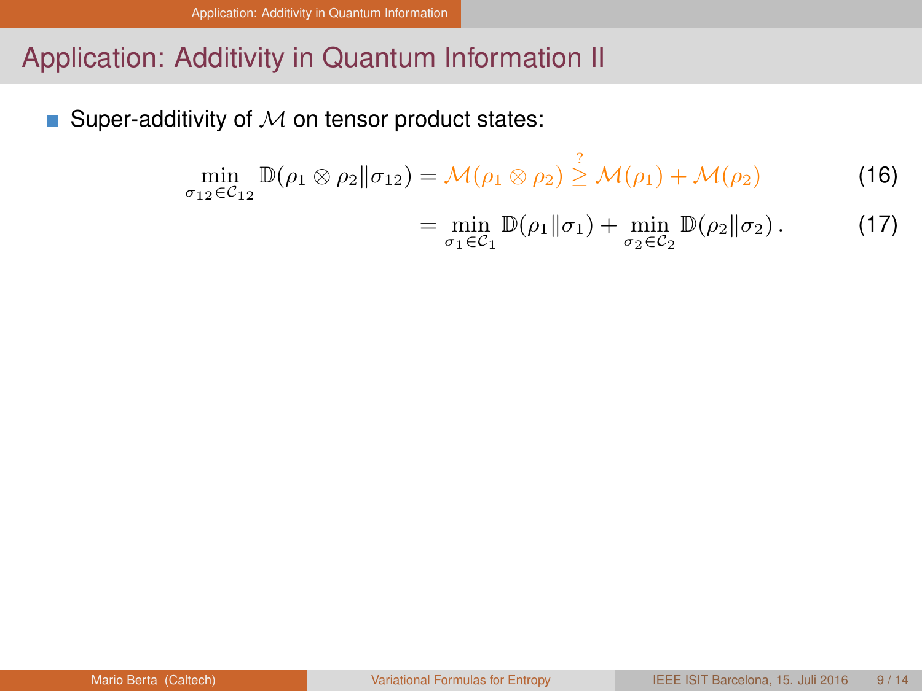# Application: Additivity in Quantum Information II

- Super-additivity of $\mathcal{M}$ on tensor product states:

$$\min_{\sigma_{12} \in \mathcal{C}_{12}} \mathbb{D}(\rho_1 \otimes \rho_2 \| \sigma_{12}) = \mathcal{M}(\rho_1 \otimes \rho_2) \stackrel{?}{\geq} \mathcal{M}(\rho_1) + \mathcal{M}(\rho_2) \tag{16}$$

$$= \min_{\sigma_1 \in \mathcal{C}_1} \mathbb{D}(\rho_1 \| \sigma_1) + \min_{\sigma_2 \in \mathcal{C}_2} \mathbb{D}(\rho_2 \| \sigma_2) \,. \tag{17}$$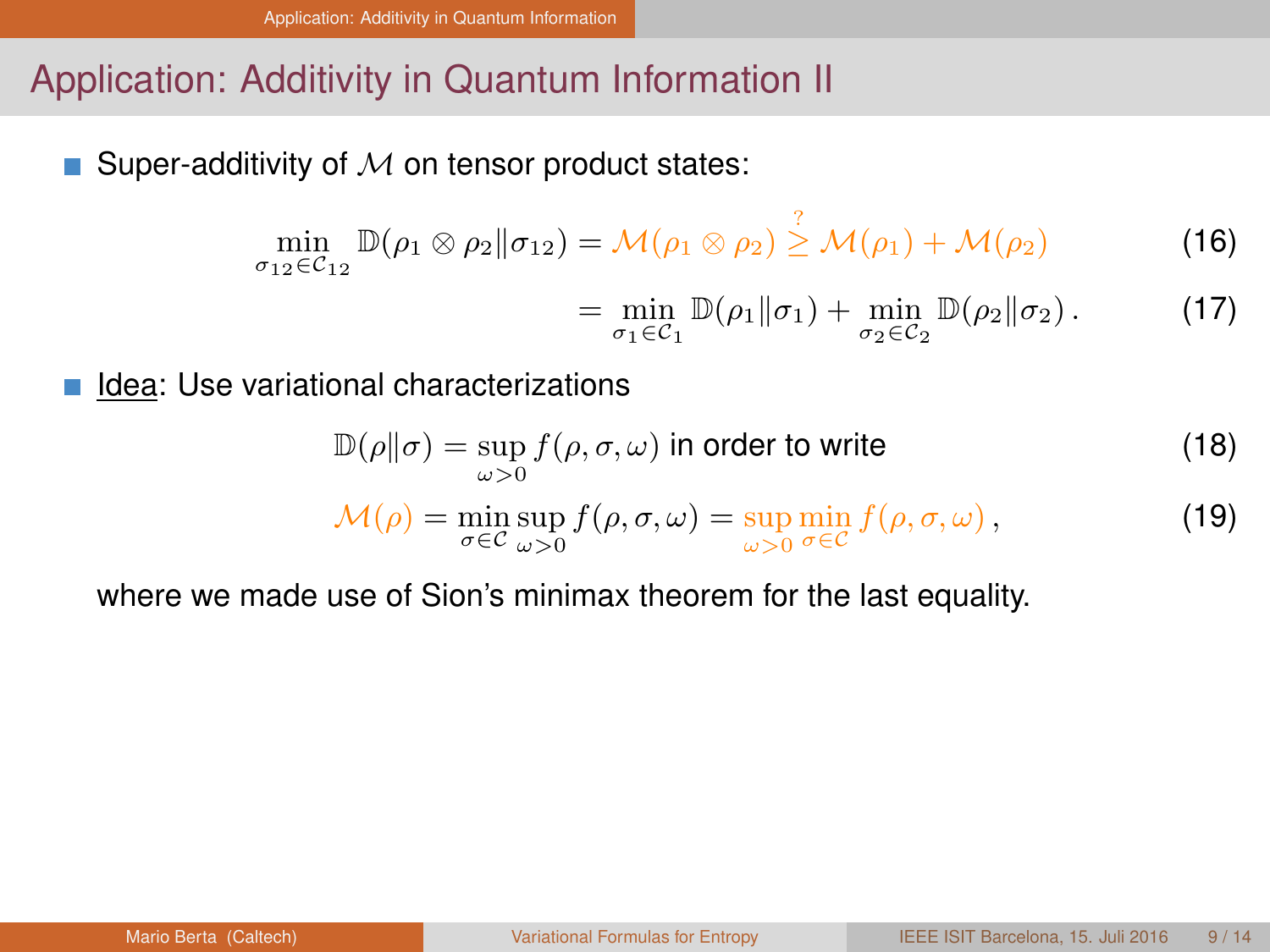# Application: Additivity in Quantum Information II

- Super-additivity of $\mathcal{M}$ on tensor product states:

$$\min_{\sigma_{12}\in\mathcal{C}_{12}} \mathbb{D}(\rho_1 \otimes \rho_2 \| \sigma_{12}) = \mathcal{M}(\rho_1 \otimes \rho_2) \overset{?}{\geq} \mathcal{M}(\rho_1) + \mathcal{M}(\rho_2) \tag{16}$$

$$= \min_{\sigma_1 \in \mathcal{C}_1} \mathbb{D}(\rho_1 \| \sigma_1) + \min_{\sigma_2 \in \mathcal{C}_2} \mathbb{D}(\rho_2 \| \sigma_2)\,. \tag{17}$$

- Idea: Use variational characterizations

$$\mathbb{D}(\rho\|\sigma) = \sup_{\omega>0} f(\rho,\sigma,\omega) \text{ in order to write} \tag{18}$$

$$\mathcal{M}(\rho) = \min_{\sigma\in\mathcal{C}} \sup_{\omega>0} f(\rho,\sigma,\omega) = \sup_{\omega>0} \min_{\sigma\in\mathcal{C}} f(\rho,\sigma,\omega)\,, \tag{19}$$

where we made use of Sion's minimax theorem for the last equality.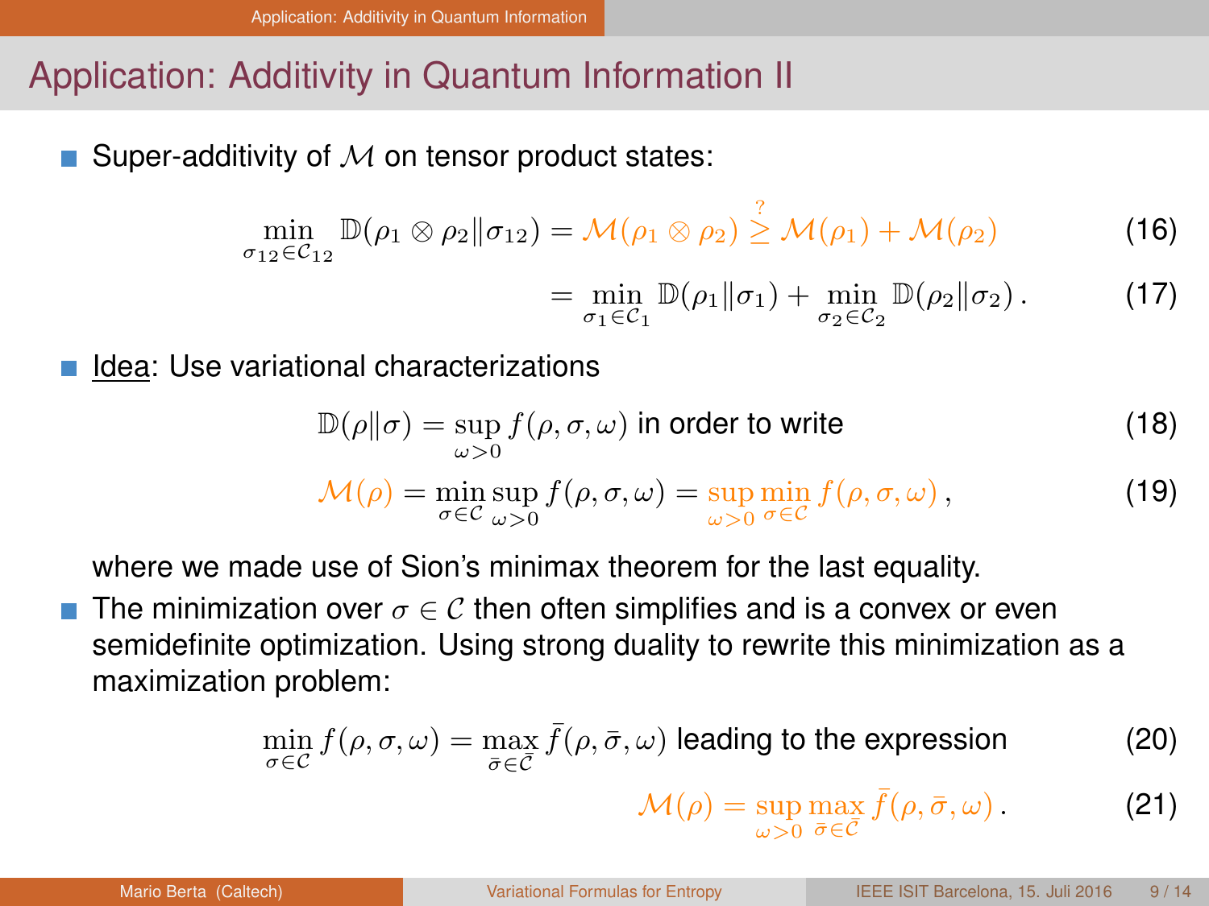## Application: Additivity in Quantum Information II

- Super-additivity of $\mathcal{M}$ on tensor product states:

$$\min_{\sigma_{12} \in \mathcal{C}_{12}} \mathbb{D}(\rho_1 \otimes \rho_2 \| \sigma_{12}) = \mathcal{M}(\rho_1 \otimes \rho_2) \overset{?}{\geq} \mathcal{M}(\rho_1) + \mathcal{M}(\rho_2) \tag{16}$$

$$= \min_{\sigma_1 \in \mathcal{C}_1} \mathbb{D}(\rho_1 \| \sigma_1) + \min_{\sigma_2 \in \mathcal{C}_2} \mathbb{D}(\rho_2 \| \sigma_2) \,. \tag{17}$$

- Idea: Use variational characterizations

$$\mathbb{D}(\rho \| \sigma) = \sup_{\omega > 0} f(\rho, \sigma, \omega) \text{ in order to write} \tag{18}$$

$$\mathcal{M}(\rho) = \min_{\sigma \in \mathcal{C}} \sup_{\omega > 0} f(\rho, \sigma, \omega) = \sup_{\omega > 0} \min_{\sigma \in \mathcal{C}} f(\rho, \sigma, \omega) \,, \tag{19}$$

where we made use of Sion's minimax theorem for the last equality.

- The minimization over $\sigma \in \mathcal{C}$ then often simplifies and is a convex or even semidefinite optimization. Using strong duality to rewrite this minimization as a maximization problem:

$$\min_{\sigma \in \mathcal{C}} f(\rho, \sigma, \omega) = \max_{\bar{\sigma} \in \bar{\mathcal{C}}} \bar{f}(\rho, \bar{\sigma}, \omega) \text{ leading to the expression} \tag{20}$$

$$\mathcal{M}(\rho) = \sup_{\omega > 0} \max_{\bar{\sigma} \in \bar{\mathcal{C}}} \bar{f}(\rho, \bar{\sigma}, \omega) \,. \tag{21}$$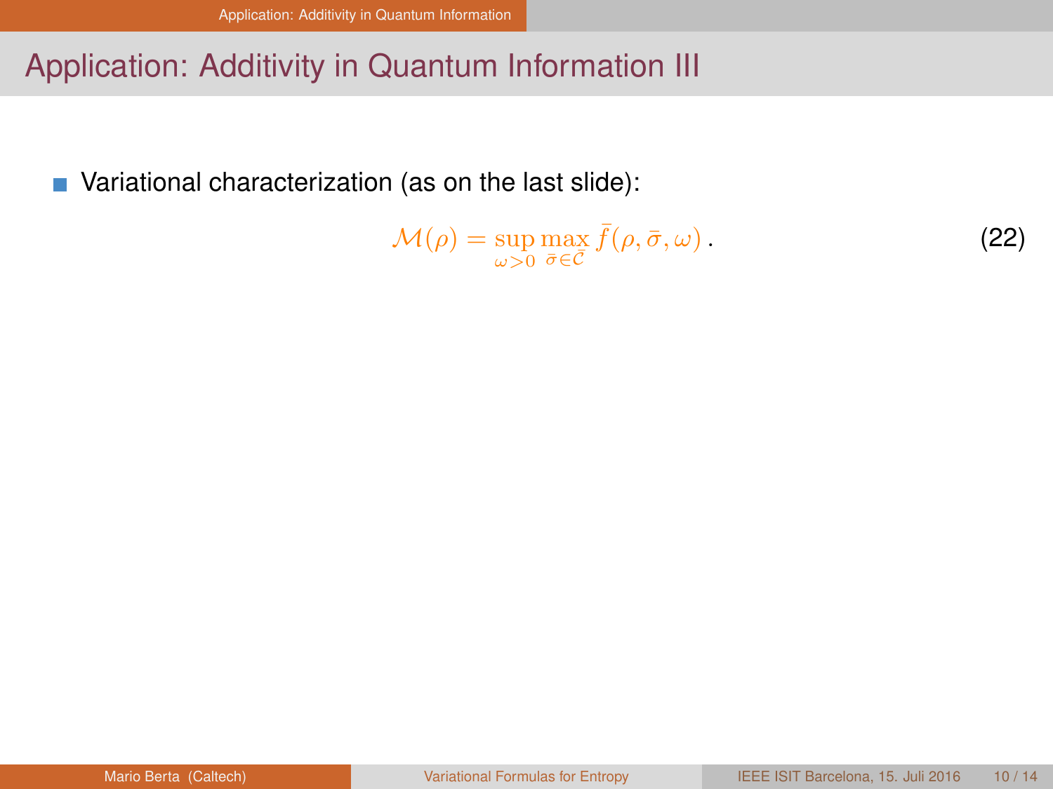## Application: Additivity in Quantum Information III

- Variational characterization (as on the last slide):

$$\mathcal{M}(\rho) = \sup_{\omega>0} \max_{\bar{\sigma}\in\bar{\mathcal{C}}} \bar{f}(\rho, \bar{\sigma}, \omega)\,. \tag{22}$$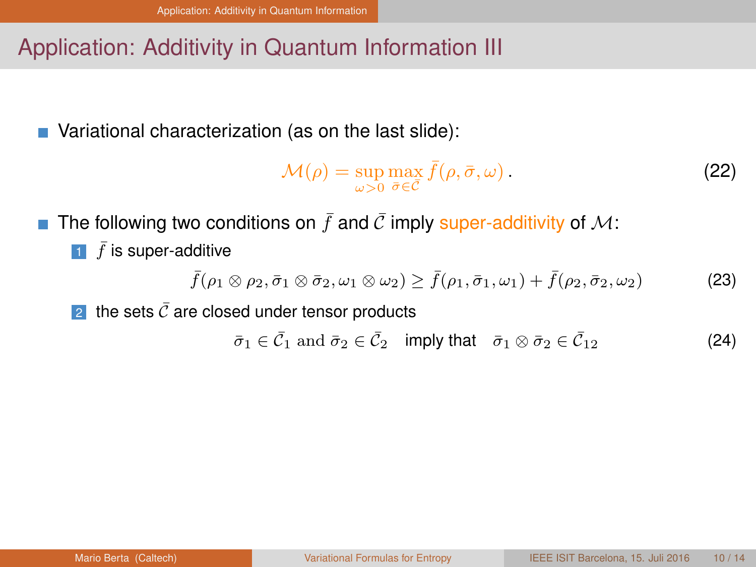# Application: Additivity in Quantum Information III

- Variational characterization (as on the last slide):

$$\mathcal{M}(\rho) = \sup_{\omega > 0} \max_{\bar{\sigma} \in \bar{\mathcal{C}}} \bar{f}(\rho, \bar{\sigma}, \omega) \,. \tag{22}$$

- The following two conditions on $\bar{f}$ and $\bar{\mathcal{C}}$ imply super-additivity of $\mathcal{M}$:
  1. $\bar{f}$ is super-additive

$$\bar{f}(\rho_1 \otimes \rho_2, \bar{\sigma}_1 \otimes \bar{\sigma}_2, \omega_1 \otimes \omega_2) \geq \bar{f}(\rho_1, \bar{\sigma}_1, \omega_1) + \bar{f}(\rho_2, \bar{\sigma}_2, \omega_2) \tag{23}$$

  2. the sets $\bar{\mathcal{C}}$ are closed under tensor products

$$\bar{\sigma}_1 \in \bar{\mathcal{C}}_1 \text{ and } \bar{\sigma}_2 \in \bar{\mathcal{C}}_2 \quad \text{imply that} \quad \bar{\sigma}_1 \otimes \bar{\sigma}_2 \in \bar{\mathcal{C}}_{12} \tag{24}$$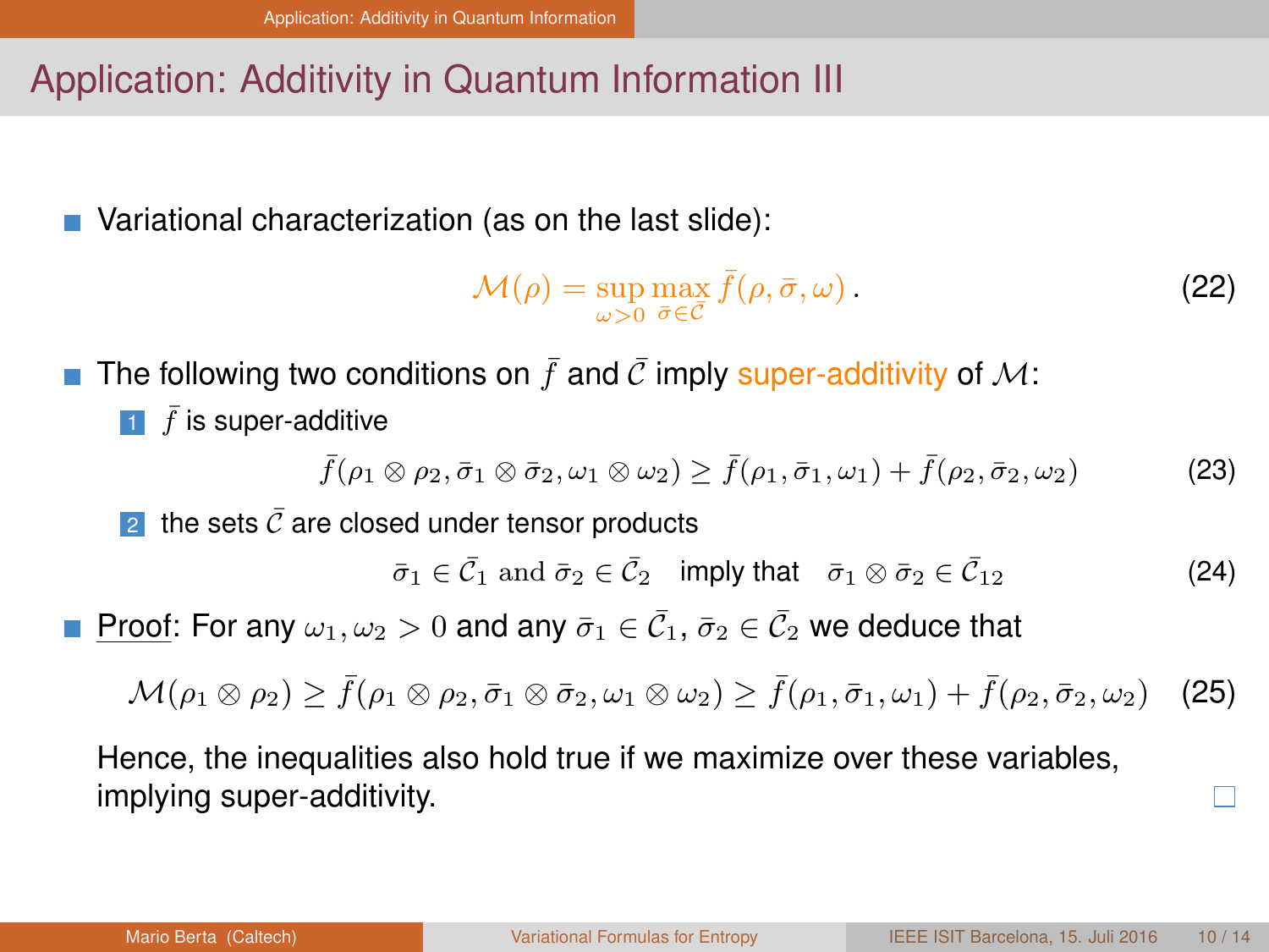# Application: Additivity in Quantum Information III

- Variational characterization (as on the last slide):

$$\mathcal{M}(\rho) = \sup_{\omega > 0} \max_{\bar{\sigma} \in \bar{\mathcal{C}}} \bar{f}(\rho, \bar{\sigma}, \omega) \,. \tag{22}$$

- The following two conditions on $\bar{f}$ and $\bar{\mathcal{C}}$ imply super-additivity of $\mathcal{M}$:
  1. $\bar{f}$ is super-additive

$$\bar{f}(\rho_1 \otimes \rho_2, \bar{\sigma}_1 \otimes \bar{\sigma}_2, \omega_1 \otimes \omega_2) \geq \bar{f}(\rho_1, \bar{\sigma}_1, \omega_1) + \bar{f}(\rho_2, \bar{\sigma}_2, \omega_2) \tag{23}$$

  2. the sets $\bar{\mathcal{C}}$ are closed under tensor products

$$\bar{\sigma}_1 \in \bar{\mathcal{C}}_1 \text{ and } \bar{\sigma}_2 \in \bar{\mathcal{C}}_2 \quad \text{imply that} \quad \bar{\sigma}_1 \otimes \bar{\sigma}_2 \in \bar{\mathcal{C}}_{12} \tag{24}$$

- Proof: For any $\omega_1, \omega_2 > 0$ and any $\bar{\sigma}_1 \in \bar{\mathcal{C}}_1$, $\bar{\sigma}_2 \in \bar{\mathcal{C}}_2$ we deduce that

$$\mathcal{M}(\rho_1 \otimes \rho_2) \geq \bar{f}(\rho_1 \otimes \rho_2, \bar{\sigma}_1 \otimes \bar{\sigma}_2, \omega_1 \otimes \omega_2) \geq \bar{f}(\rho_1, \bar{\sigma}_1, \omega_1) + \bar{f}(\rho_2, \bar{\sigma}_2, \omega_2) \tag{25}$$

  Hence, the inequalities also hold true if we maximize over these variables, implying super-additivity. □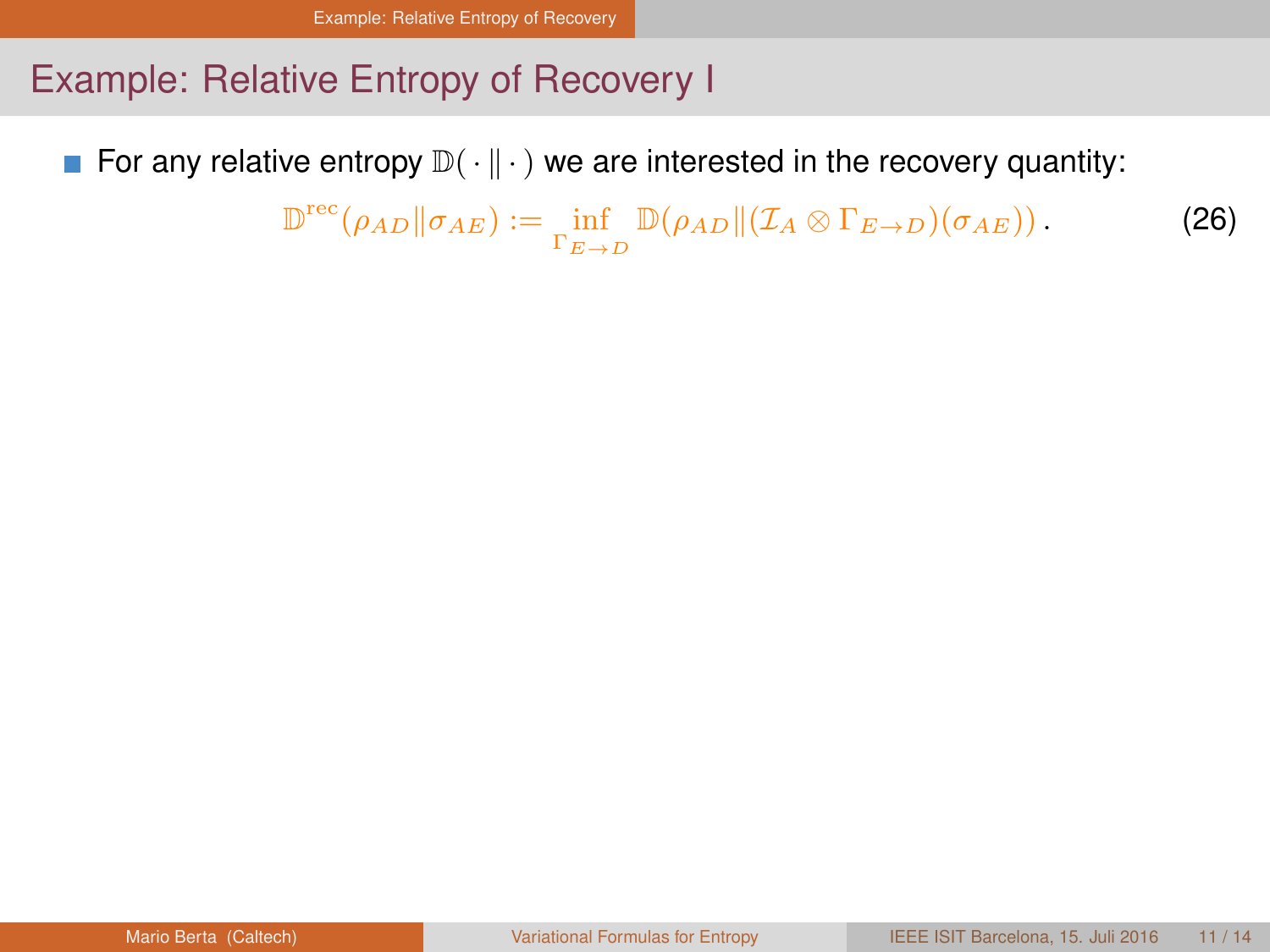# Example: Relative Entropy of Recovery I

- For any relative entropy $\mathbb{D}(\,\cdot\,\|\,\cdot\,)$ we are interested in the recovery quantity:

$$\mathbb{D}^{\text{rec}}(\rho_{AD}\|\sigma_{AE}) := \inf_{\Gamma_{E\to D}} \mathbb{D}(\rho_{AD}\|(\mathcal{I}_A \otimes \Gamma_{E\to D})(\sigma_{AE}))\,. \tag{26}$$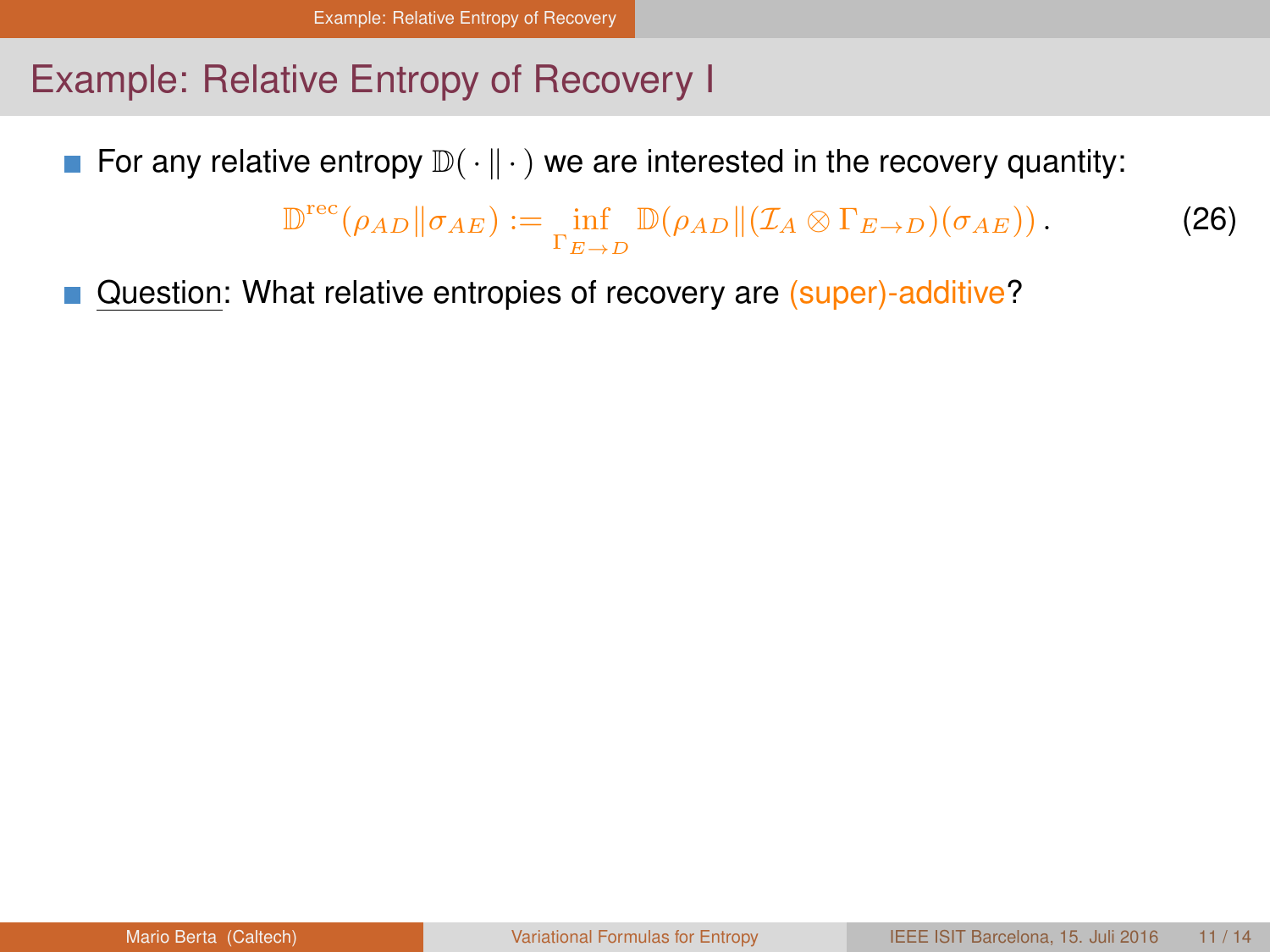## Example: Relative Entropy of Recovery I

- For any relative entropy $\mathbb{D}(\,\cdot\,\|\,\cdot\,)$ we are interested in the recovery quantity:

$$\mathbb{D}^{\text{rec}}(\rho_{AD}\|\sigma_{AE}) := \inf_{\Gamma_{E\to D}} \mathbb{D}(\rho_{AD}\|(\mathcal{I}_A \otimes \Gamma_{E\to D})(\sigma_{AE}))\,. \tag{26}$$

- Question: What relative entropies of recovery are (super)-additive?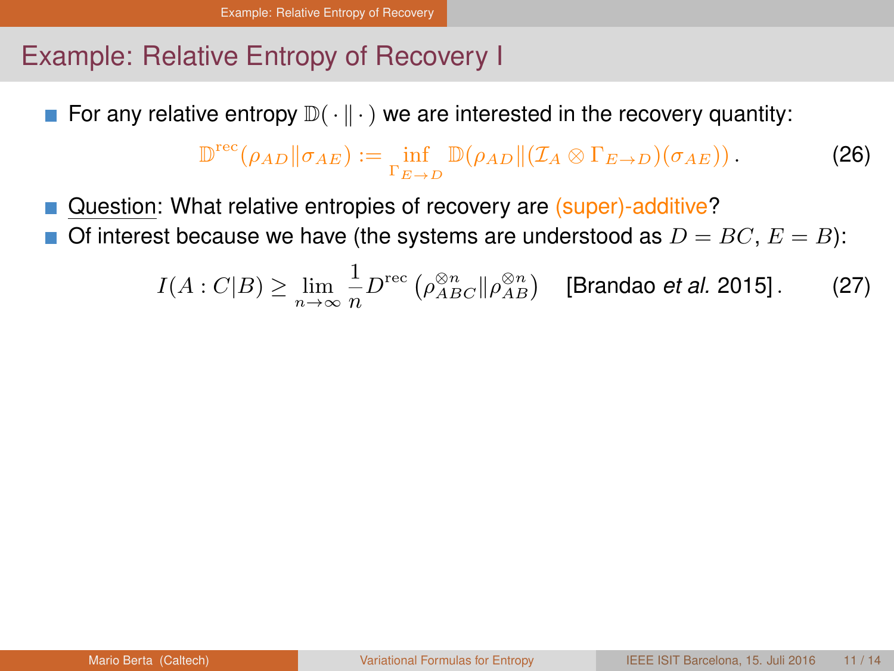# Example: Relative Entropy of Recovery I

- For any relative entropy $\mathbb{D}(\cdot\|\cdot)$ we are interested in the recovery quantity:

$$\mathbb{D}^{\mathrm{rec}}(\rho_{AD}\|\sigma_{AE}) := \inf_{\Gamma_{E\to D}} \mathbb{D}(\rho_{AD}\|(\mathcal{I}_A \otimes \Gamma_{E\to D})(\sigma_{AE})) . \tag{26}$$

- Question: What relative entropies of recovery are (super)-additive?
- Of interest because we have (the systems are understood as $D = BC$, $E = B$):

$$I(A:C|B) \geq \lim_{n\to\infty} \frac{1}{n} D^{\mathrm{rec}}\left(\rho_{ABC}^{\otimes n}\|\rho_{AB}^{\otimes n}\right) \quad \text{[Brandao *et al.* 2015]} . \tag{27}$$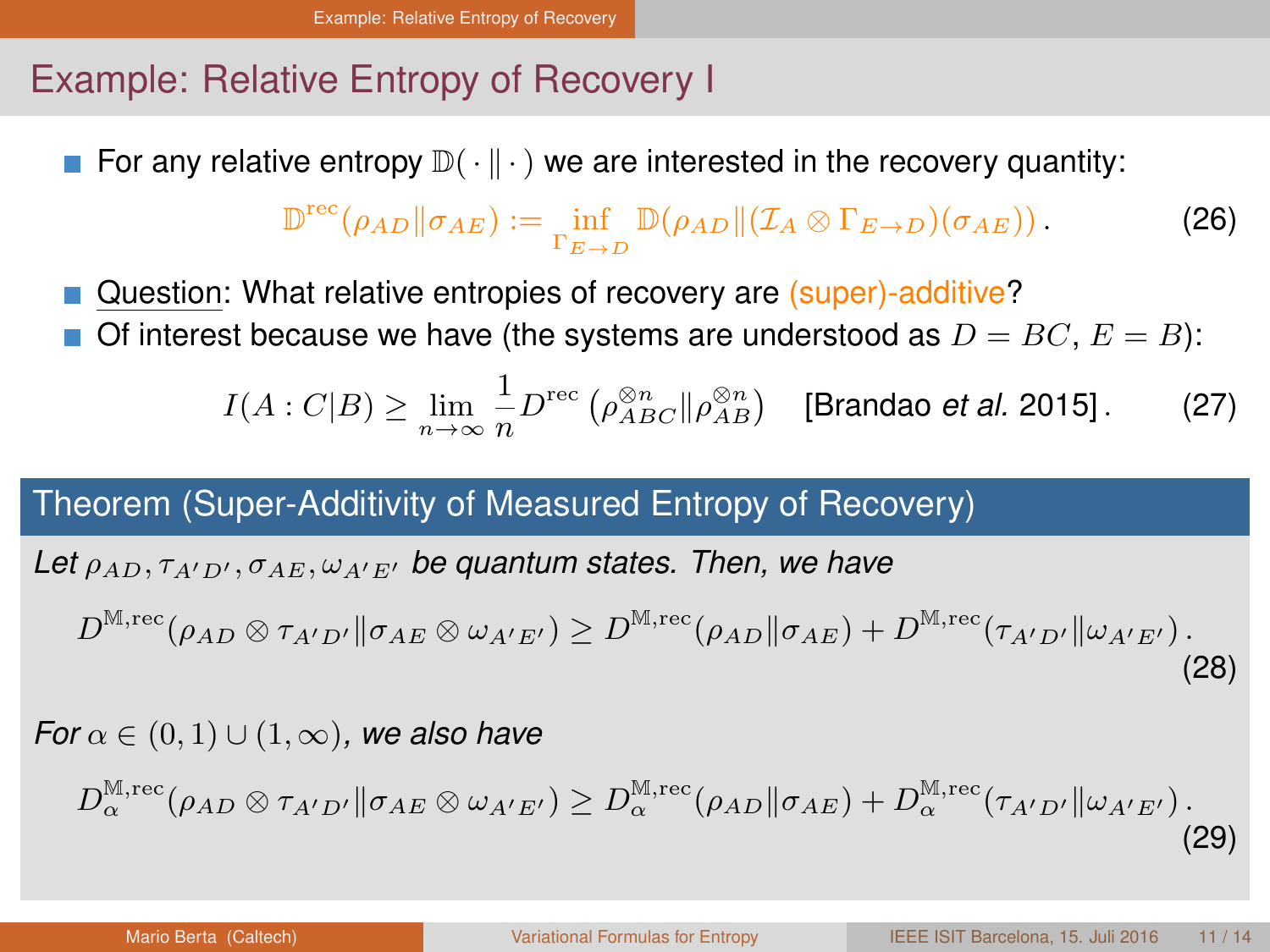# Example: Relative Entropy of Recovery I

- For any relative entropy $\mathbb{D}(\cdot\|\cdot)$ we are interested in the recovery quantity:

$$\mathbb{D}^{\text{rec}}(\rho_{AD}\|\sigma_{AE}) := \inf_{\Gamma_{E\to D}} \mathbb{D}(\rho_{AD}\|(\mathcal{I}_A \otimes \Gamma_{E\to D})(\sigma_{AE})) . \tag{26}$$

- Question: What relative entropies of recovery are (super)-additive?
- Of interest because we have (the systems are understood as $D = BC$, $E = B$):

$$I(A:C|B) \geq \lim_{n\to\infty} \frac{1}{n} D^{\text{rec}}\left(\rho_{ABC}^{\otimes n}\|\rho_{AB}^{\otimes n}\right) \quad \text{[Brandao } et\ al.\text{ 2015]} . \tag{27}$$

## Theorem (Super-Additivity of Measured Entropy of Recovery)

*Let $\rho_{AD}, \tau_{A'D'}, \sigma_{AE}, \omega_{A'E'}$ be quantum states. Then, we have*

$$D^{\mathbb{M},\text{rec}}(\rho_{AD}\otimes\tau_{A'D'}\|\sigma_{AE}\otimes\omega_{A'E'}) \geq D^{\mathbb{M},\text{rec}}(\rho_{AD}\|\sigma_{AE}) + D^{\mathbb{M},\text{rec}}(\tau_{A'D'}\|\omega_{A'E'}) . \tag{28}$$

*For $\alpha \in (0,1)\cup(1,\infty)$, we also have*

$$D_\alpha^{\mathbb{M},\text{rec}}(\rho_{AD}\otimes\tau_{A'D'}\|\sigma_{AE}\otimes\omega_{A'E'}) \geq D_\alpha^{\mathbb{M},\text{rec}}(\rho_{AD}\|\sigma_{AE}) + D_\alpha^{\mathbb{M},\text{rec}}(\tau_{A'D'}\|\omega_{A'E'}) . \tag{29}$$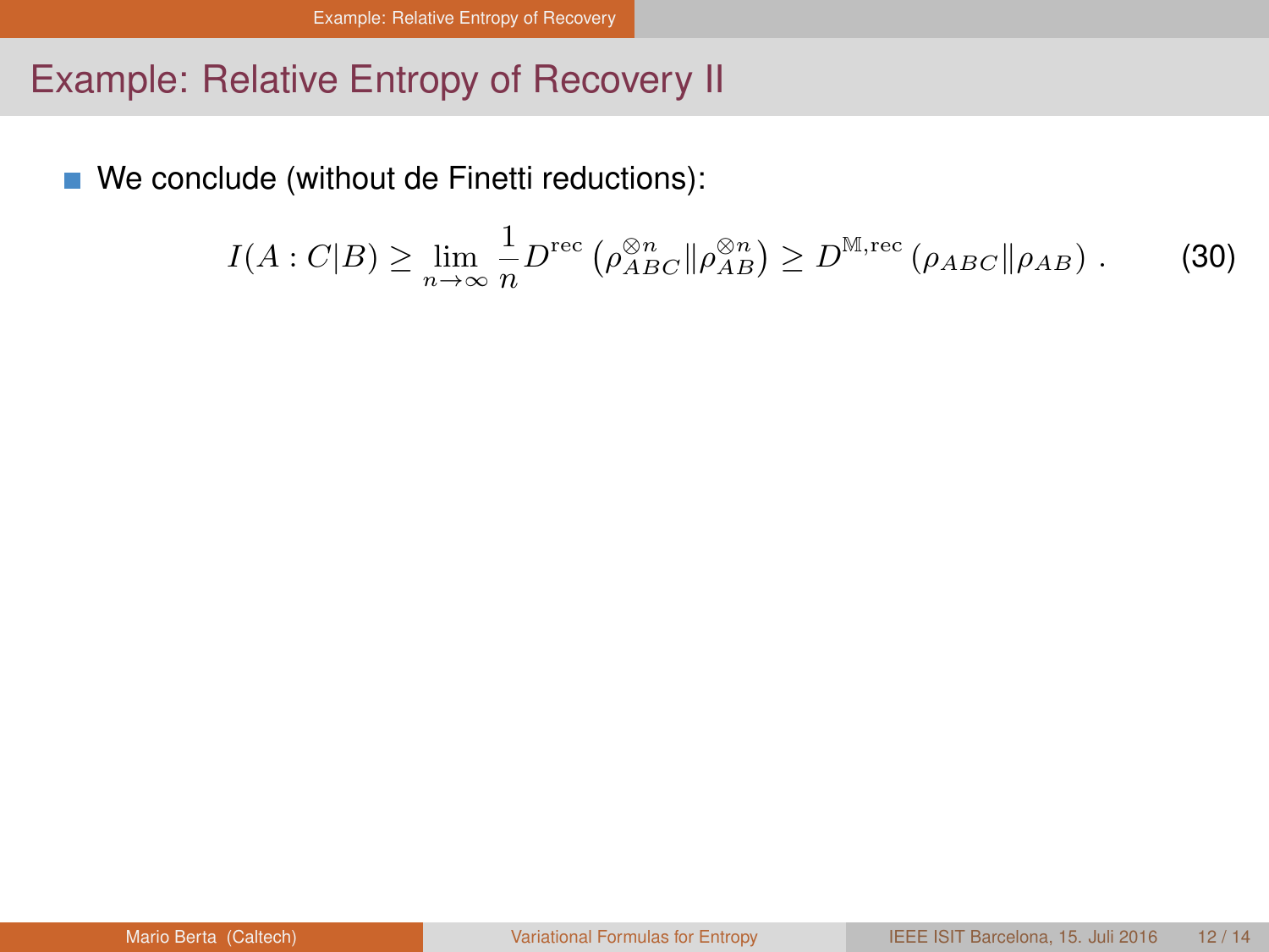# Example: Relative Entropy of Recovery II

- We conclude (without de Finetti reductions):

$$I(A:C|B) \geq \lim_{n\to\infty} \frac{1}{n} D^{\text{rec}}\left(\rho_{ABC}^{\otimes n} \| \rho_{AB}^{\otimes n}\right) \geq D^{\mathbb{M},\text{rec}}\left(\rho_{ABC} \| \rho_{AB}\right) . \tag{30}$$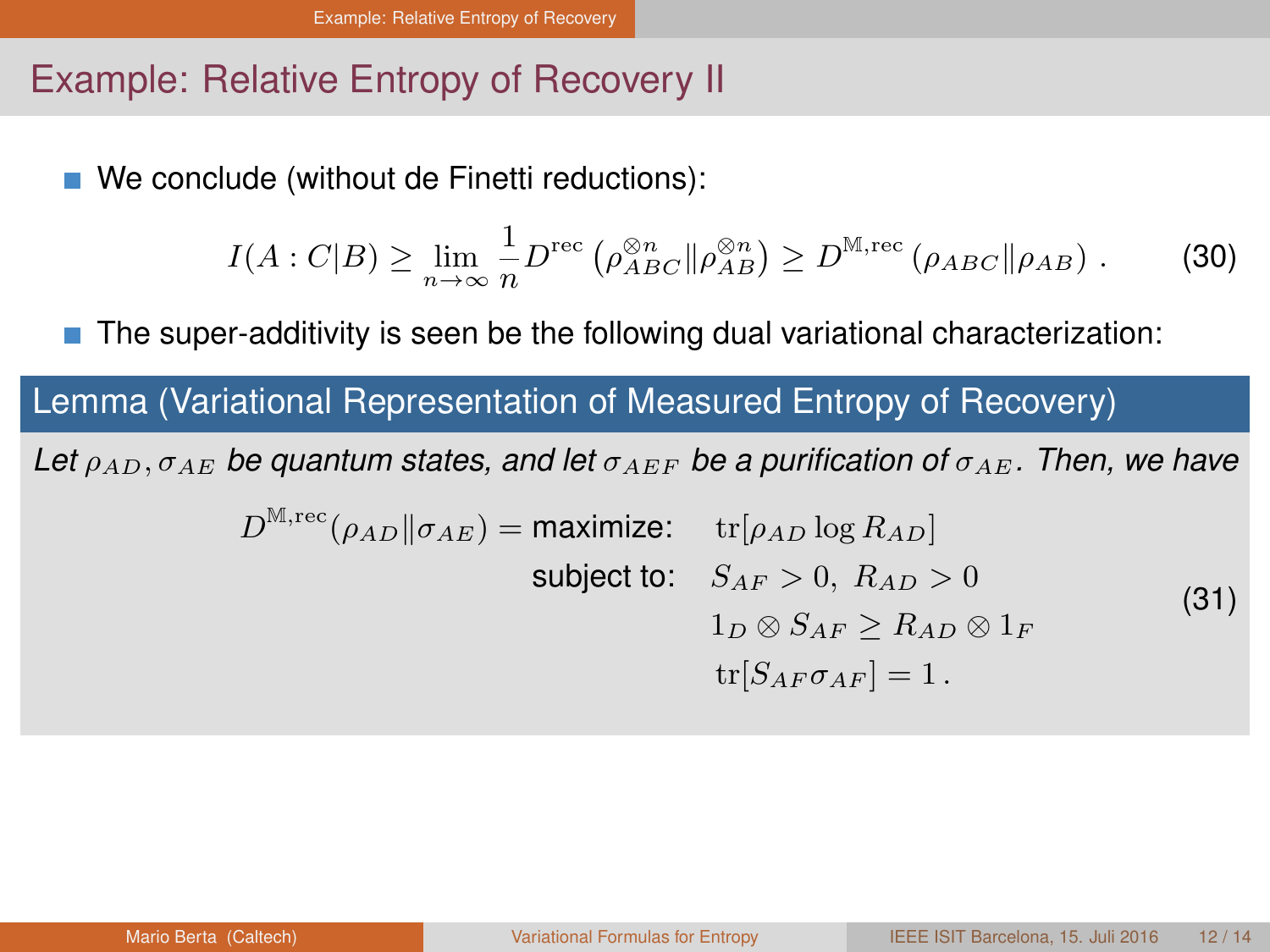## Example: Relative Entropy of Recovery II

- We conclude (without de Finetti reductions):

$$I(A:C|B) \geq \lim_{n\to\infty} \frac{1}{n} D^{\text{rec}}\left(\rho_{ABC}^{\otimes n} \| \rho_{AB}^{\otimes n}\right) \geq D^{\mathbb{M},\text{rec}}\left(\rho_{ABC} \| \rho_{AB}\right) . \tag{30}$$

- The super-additivity is seen be the following dual variational characterization:

**Lemma (Variational Representation of Measured Entropy of Recovery)**

*Let $\rho_{AD}, \sigma_{AE}$ be quantum states, and let $\sigma_{AEF}$ be a purification of $\sigma_{AE}$. Then, we have*

$$\begin{aligned} D^{\mathbb{M},\text{rec}}(\rho_{AD}\|\sigma_{AE}) = \text{maximize:} \quad & \text{tr}[\rho_{AD} \log R_{AD}] \\ \text{subject to:} \quad & S_{AF} > 0,\ R_{AD} > 0 \\ & 1_D \otimes S_{AF} \geq R_{AD} \otimes 1_F \\ & \text{tr}[S_{AF}\sigma_{AF}] = 1 \,. \end{aligned} \tag{31}$$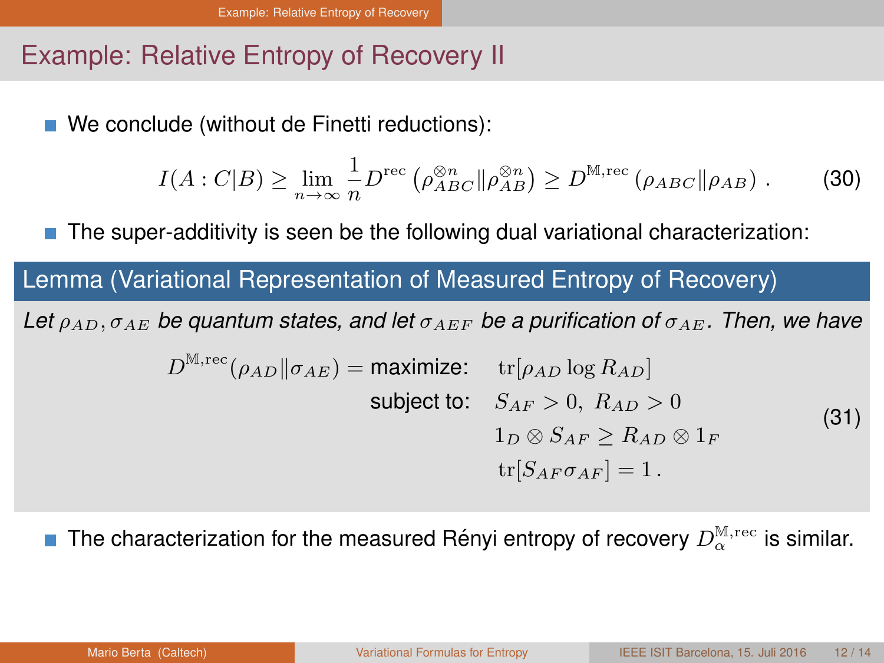# Example: Relative Entropy of Recovery II

- We conclude (without de Finetti reductions):

$$I(A:C|B) \geq \lim_{n\to\infty} \frac{1}{n} D^{\text{rec}}\left(\rho_{ABC}^{\otimes n} \| \rho_{AB}^{\otimes n}\right) \geq D^{\mathbb{M},\text{rec}}\left(\rho_{ABC} \| \rho_{AB}\right) . \quad (30)$$

- The super-additivity is seen be the following dual variational characterization:

**Lemma (Variational Representation of Measured Entropy of Recovery)**

*Let $\rho_{AD}, \sigma_{AE}$ be quantum states, and let $\sigma_{AEF}$ be a purification of $\sigma_{AE}$. Then, we have*

$$D^{\mathbb{M},\text{rec}}(\rho_{AD}\|\sigma_{AE}) = \begin{array}{ll} \text{maximize:} & \operatorname{tr}[\rho_{AD} \log R_{AD}] \\ \text{subject to:} & S_{AF} > 0,\ R_{AD} > 0 \\ & 1_D \otimes S_{AF} \geq R_{AD} \otimes 1_F \\ & \operatorname{tr}[S_{AF}\sigma_{AF}] = 1 \,. \end{array} \quad (31)$$

- The characterization for the measured Rényi entropy of recovery $D_\alpha^{\mathbb{M},\text{rec}}$ is similar.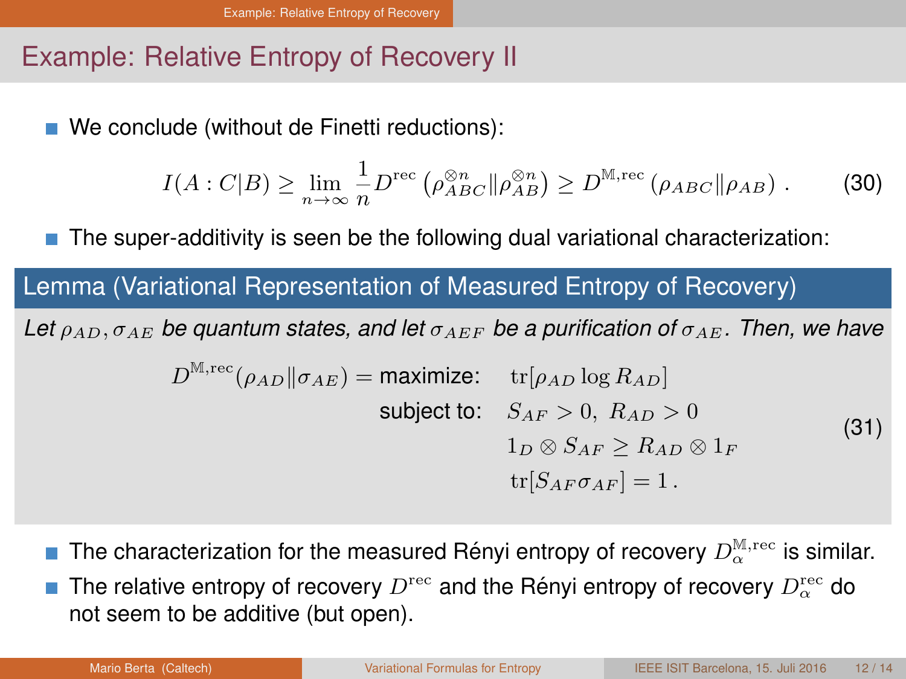## Example: Relative Entropy of Recovery II

- We conclude (without de Finetti reductions):

$$I(A:C|B) \geq \lim_{n\to\infty} \frac{1}{n} D^{\text{rec}}\left(\rho_{ABC}^{\otimes n} \| \rho_{AB}^{\otimes n}\right) \geq D^{\mathbb{M},\text{rec}}\left(\rho_{ABC} \| \rho_{AB}\right) . \tag{30}$$

- The super-additivity is seen be the following dual variational characterization:

**Lemma (Variational Representation of Measured Entropy of Recovery)**

*Let $\rho_{AD}, \sigma_{AE}$ be quantum states, and let $\sigma_{AEF}$ be a purification of $\sigma_{AE}$. Then, we have*

$$D^{\mathbb{M},\text{rec}}(\rho_{AD}\|\sigma_{AE}) = \begin{array}{ll} \text{maximize:} & \operatorname{tr}[\rho_{AD} \log R_{AD}] \\ \text{subject to:} & S_{AF} > 0,\ R_{AD} > 0 \\ & 1_D \otimes S_{AF} \geq R_{AD} \otimes 1_F \\ & \operatorname{tr}[S_{AF}\sigma_{AF}] = 1 \,. \end{array} \tag{31}$$

- The characterization for the measured Rényi entropy of recovery $D_\alpha^{\mathbb{M},\text{rec}}$ is similar.
- The relative entropy of recovery $D^{\text{rec}}$ and the Rényi entropy of recovery $D_\alpha^{\text{rec}}$ do not seem to be additive (but open).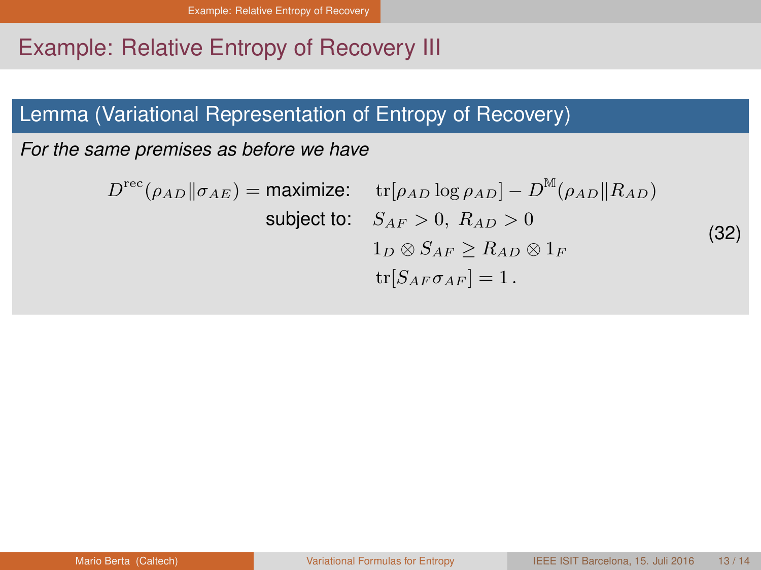## Example: Relative Entropy of Recovery III

**Lemma (Variational Representation of Entropy of Recovery)**

*For the same premises as before we have*

$$
D^{\mathrm{rec}}(\rho_{AD}\|\sigma_{AE}) = \begin{array}{ll}
\text{maximize:} & \mathrm{tr}[\rho_{AD}\log\rho_{AD}] - D^{\mathbb{M}}(\rho_{AD}\|R_{AD}) \\
\text{subject to:} & S_{AF} > 0,\ R_{AD} > 0 \\
& 1_D \otimes S_{AF} \geq R_{AD} \otimes 1_F \\
& \mathrm{tr}[S_{AF}\sigma_{AF}] = 1\,.
\end{array} \tag{32}
$$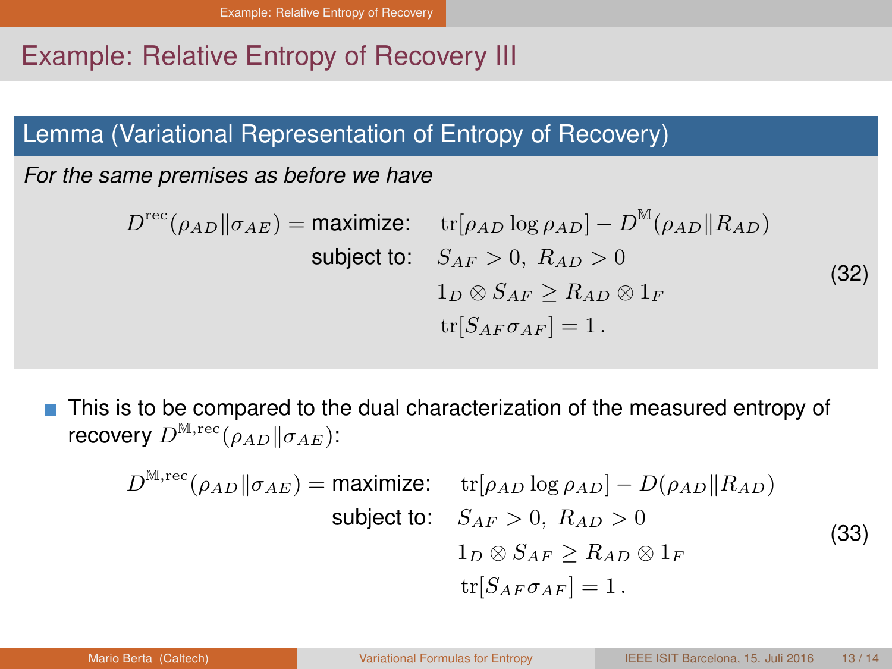# Example: Relative Entropy of Recovery III

**Lemma (Variational Representation of Entropy of Recovery)**

*For the same premises as before we have*

$$
\begin{aligned}
D^{\mathrm{rec}}(\rho_{AD}\|\sigma_{AE}) = \text{maximize:} \quad & \mathrm{tr}[\rho_{AD}\log\rho_{AD}] - D^{\mathbb{M}}(\rho_{AD}\|R_{AD}) \\
\text{subject to:} \quad & S_{AF} > 0,\ R_{AD} > 0 \\
& 1_D \otimes S_{AF} \geq R_{AD} \otimes 1_F \\
& \mathrm{tr}[S_{AF}\sigma_{AF}] = 1\,.
\end{aligned} \tag{32}
$$

- This is to be compared to the dual characterization of the measured entropy of recovery $D^{\mathbb{M},\mathrm{rec}}(\rho_{AD}\|\sigma_{AE})$:

$$
\begin{aligned}
D^{\mathbb{M},\mathrm{rec}}(\rho_{AD}\|\sigma_{AE}) = \text{maximize:} \quad & \mathrm{tr}[\rho_{AD}\log\rho_{AD}] - D(\rho_{AD}\|R_{AD}) \\
\text{subject to:} \quad & S_{AF} > 0,\ R_{AD} > 0 \\
& 1_D \otimes S_{AF} \geq R_{AD} \otimes 1_F \\
& \mathrm{tr}[S_{AF}\sigma_{AF}] = 1\,.
\end{aligned} \tag{33}
$$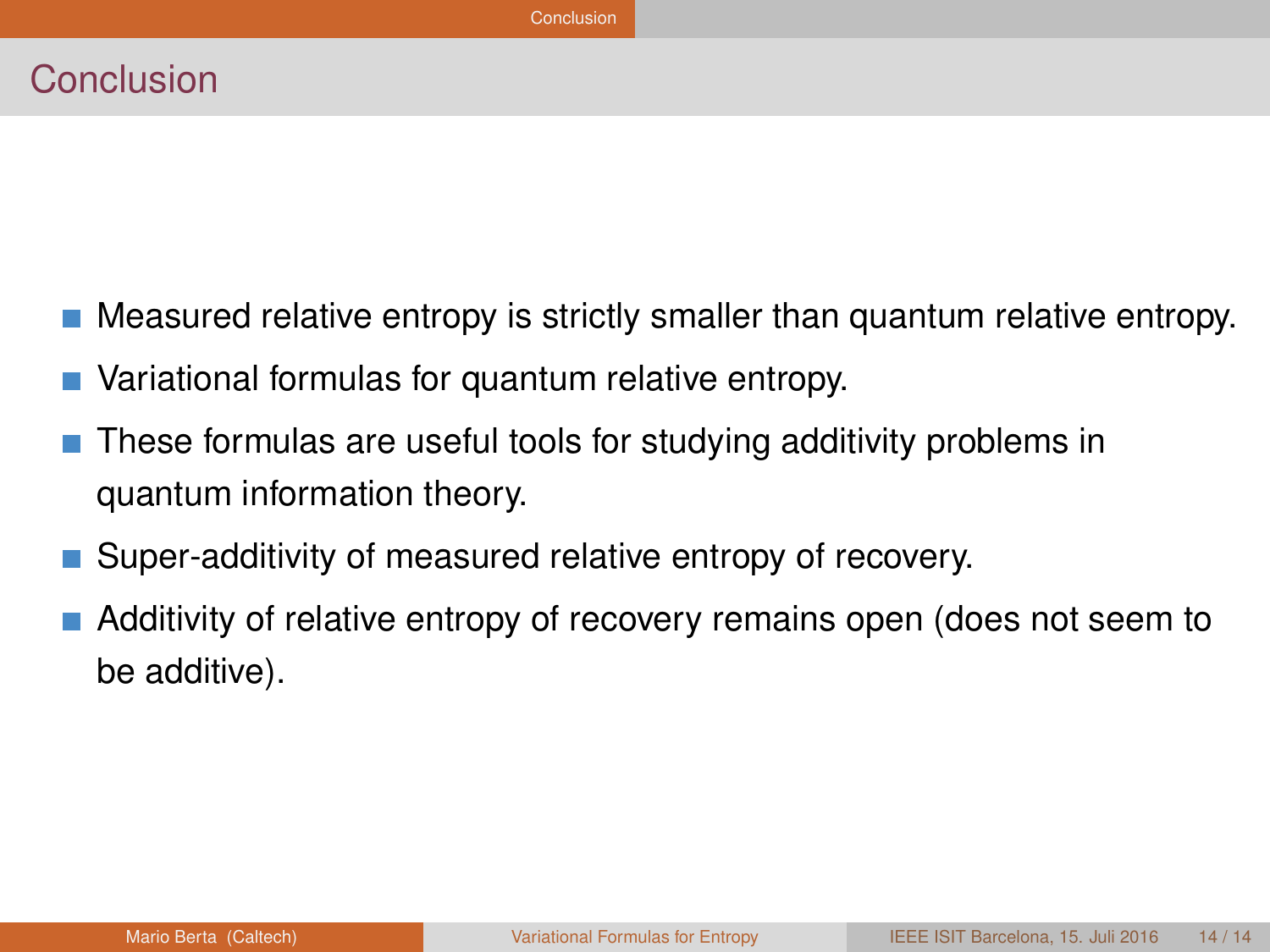# Conclusion

- Measured relative entropy is strictly smaller than quantum relative entropy.
- Variational formulas for quantum relative entropy.
- These formulas are useful tools for studying additivity problems in quantum information theory.
- Super-additivity of measured relative entropy of recovery.
- Additivity of relative entropy of recovery remains open (does not seem to be additive).